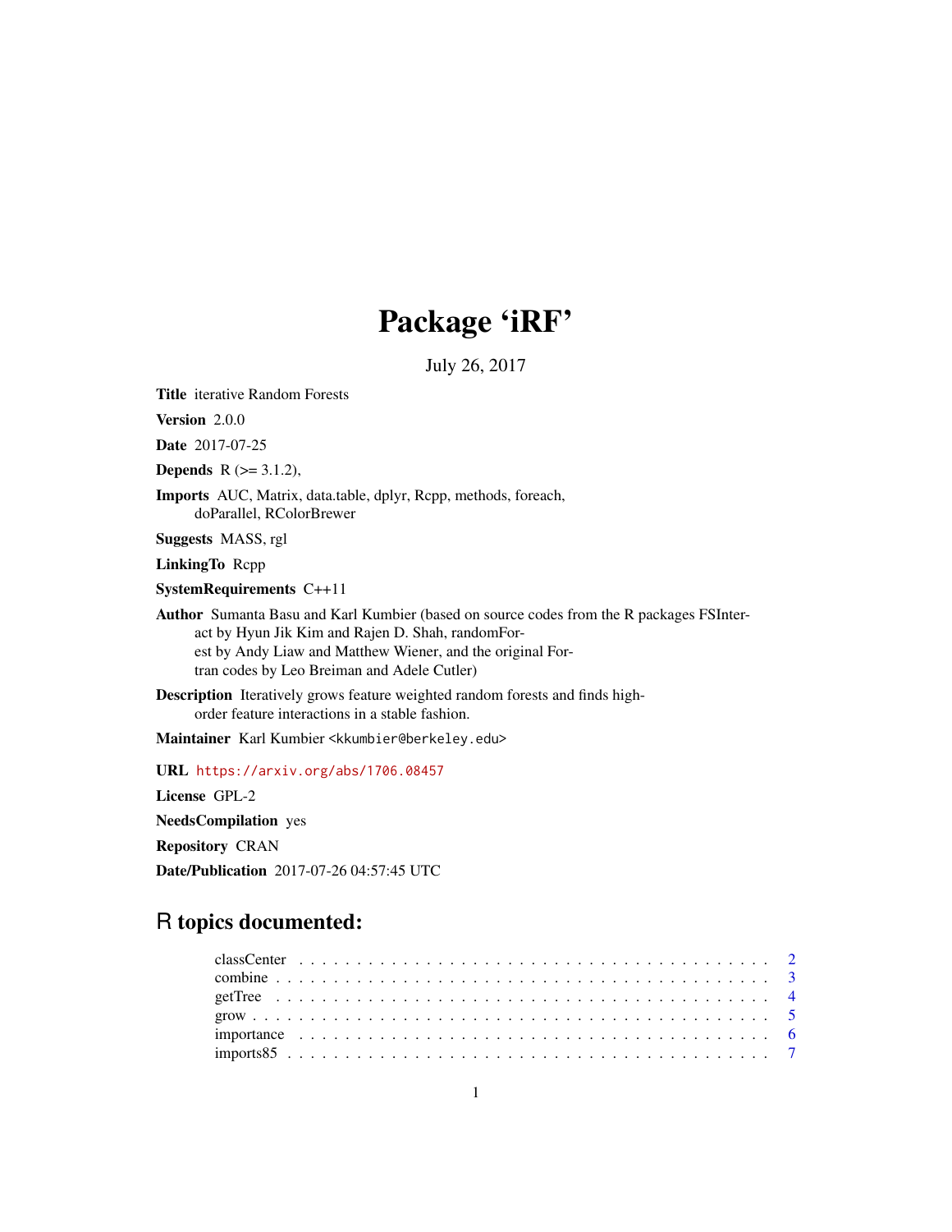# Package 'iRF'

July 26, 2017

**Title** iterative Random Forests

**Version** 2.0.0

**Date** 2017-07-25

**Depends** R (>= 3.1.2),

**Imports** AUC, Matrix, data.table, dplyr, Rcpp, methods, foreach, doParallel, RColorBrewer

**Suggests** MASS, rgl

**LinkingTo** Rcpp

**SystemRequirements** C++11

**Author** Sumanta Basu and Karl Kumbier (based on source codes from the R packages FSInteract by Hyun Jik Kim and Rajen D. Shah, randomForest by Andy Liaw and Matthew Wiener, and the original Fortran codes by Leo Breiman and Adele Cutler)

**Description** Iteratively grows feature weighted random forests and finds high-order feature interactions in a stable fashion.

**Maintainer** Karl Kumbier <kkumbier@berkeley.edu>

**URL** https://arxiv.org/abs/1706.08457

**License** GPL-2

**NeedsCompilation** yes

**Repository** CRAN

**Date/Publication** 2017-07-26 04:57:45 UTC

## R topics documented:

- classCenter . . . . . . . . . . . . . . . . . . . . . . . . . . . . . . . . . . . . . . . . 2
- combine . . . . . . . . . . . . . . . . . . . . . . . . . . . . . . . . . . . . . . . . . . 3
- getTree . . . . . . . . . . . . . . . . . . . . . . . . . . . . . . . . . . . . . . . . . . 4
- grow . . . . . . . . . . . . . . . . . . . . . . . . . . . . . . . . . . . . . . . . . . . . 5
- importance . . . . . . . . . . . . . . . . . . . . . . . . . . . . . . . . . . . . . . . . 6
- imports85 . . . . . . . . . . . . . . . . . . . . . . . . . . . . . . . . . . . . . . . . . 7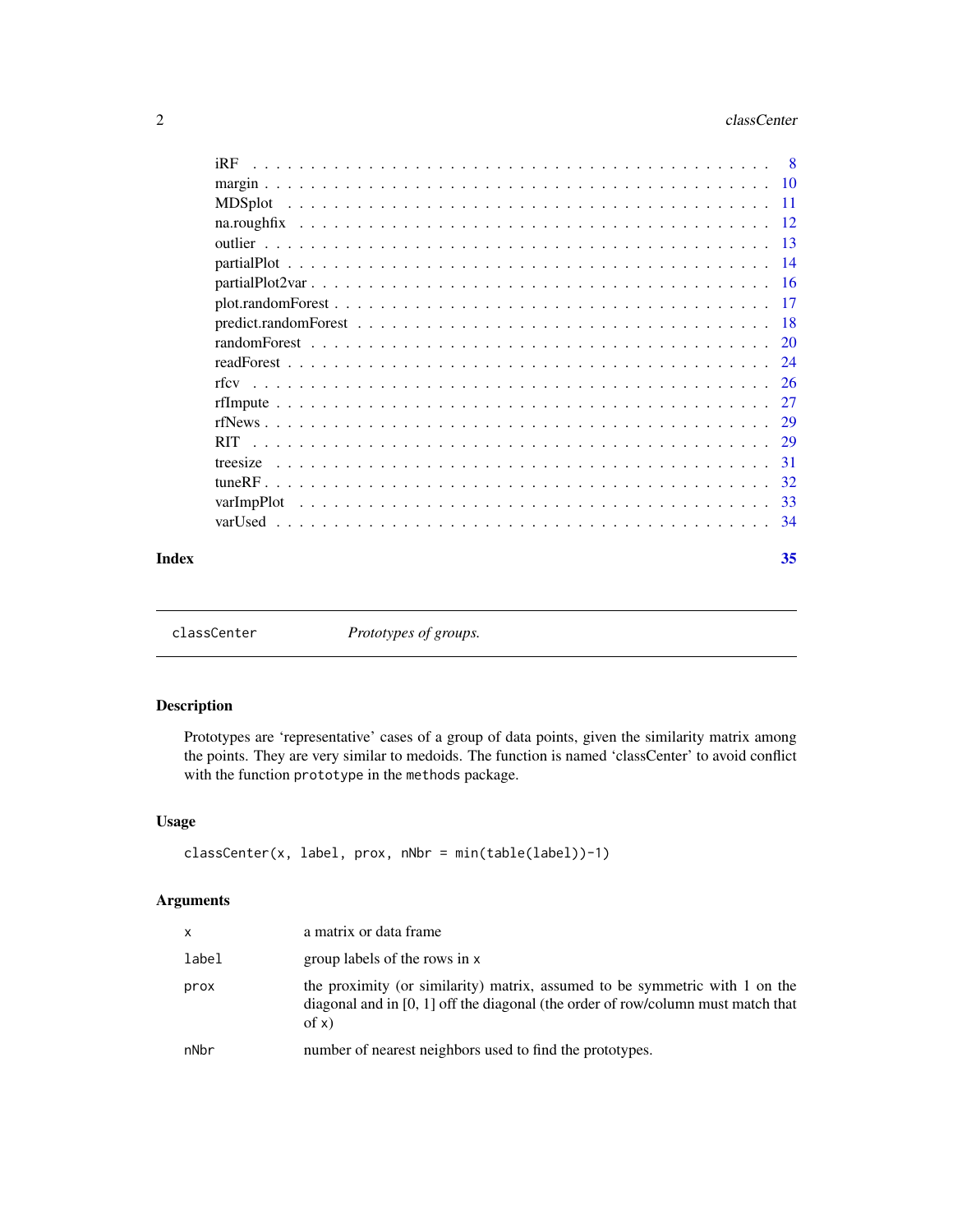| | |
|---|---|
| iRF | 8 |
| margin | 10 |
| MDSplot | 11 |
| na.roughfix | 12 |
| outlier | 13 |
| partialPlot | 14 |
| partialPlot2var | 16 |
| plot.randomForest | 17 |
| predict.randomForest | 18 |
| randomForest | 20 |
| readForest | 24 |
| rfcv | 26 |
| rfImpute | 27 |
| rfNews | 29 |
| RIT | 29 |
| treesize | 31 |
| tuneRF | 32 |
| varImpPlot | 33 |
| varUsed | 34 |

**Index** **35**

---

`classCenter` *Prototypes of groups.*

---

## Description

Prototypes are 'representative' cases of a group of data points, given the similarity matrix among the points. They are very similar to medoids. The function is named 'classCenter' to avoid conflict with the function `prototype` in the `methods` package.

## Usage

```
classCenter(x, label, prox, nNbr = min(table(label))-1)
```

## Arguments

| | |
|---|---|
| `x` | a matrix or data frame |
| `label` | group labels of the rows in `x` |
| `prox` | the proximity (or similarity) matrix, assumed to be symmetric with 1 on the diagonal and in [0, 1] off the diagonal (the order of row/column must match that of `x`) |
| `nNbr` | number of nearest neighbors used to find the prototypes. |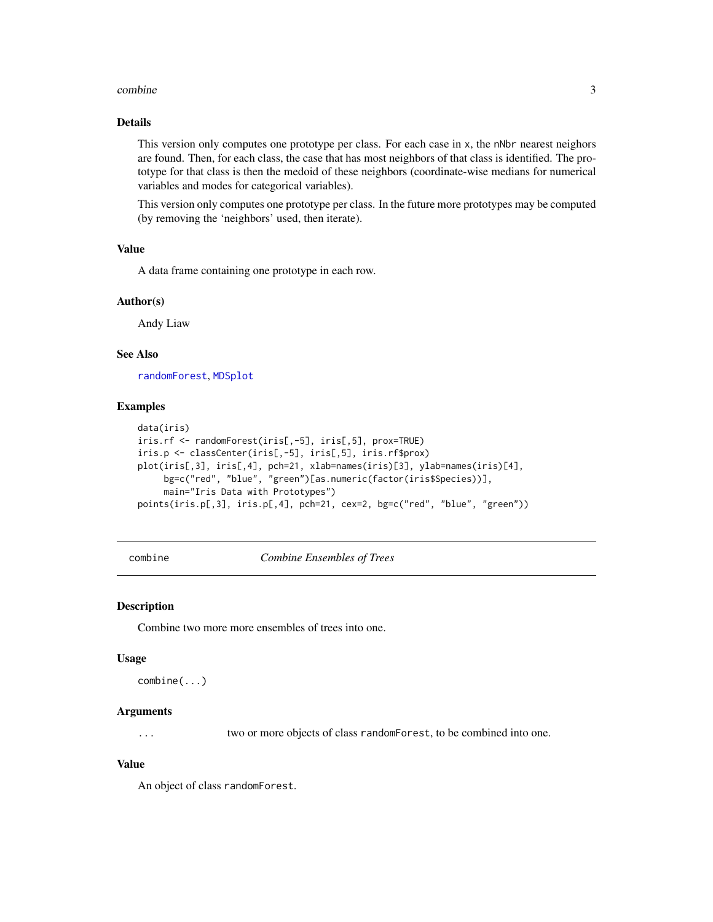## Details

This version only computes one prototype per class. For each case in `x`, the `nNbr` nearest neighors are found. Then, for each class, the case that has most neighbors of that class is identified. The prototype for that class is then the medoid of these neighbors (coordinate-wise medians for numerical variables and modes for categorical variables).

This version only computes one prototype per class. In the future more prototypes may be computed (by removing the 'neighbors' used, then iterate).

## Value

A data frame containing one prototype in each row.

## Author(s)

Andy Liaw

## See Also

`randomForest`, `MDSplot`

## Examples

```
data(iris)
iris.rf <- randomForest(iris[,-5], iris[,5], prox=TRUE)
iris.p <- classCenter(iris[,-5], iris[,5], iris.rf$prox)
plot(iris[,3], iris[,4], pch=21, xlab=names(iris)[3], ylab=names(iris)[4],
     bg=c("red", "blue", "green")[as.numeric(factor(iris$Species))],
     main="Iris Data with Prototypes")
points(iris.p[,3], iris.p[,4], pch=21, cex=2, bg=c("red", "blue", "green"))
```

---

# combine — *Combine Ensembles of Trees*

---

## Description

Combine two more more ensembles of trees into one.

## Usage

```
combine(...)
```

## Arguments

| | |
|---|---|
| ... | two or more objects of class `randomForest`, to be combined into one. |

## Value

An object of class `randomForest`.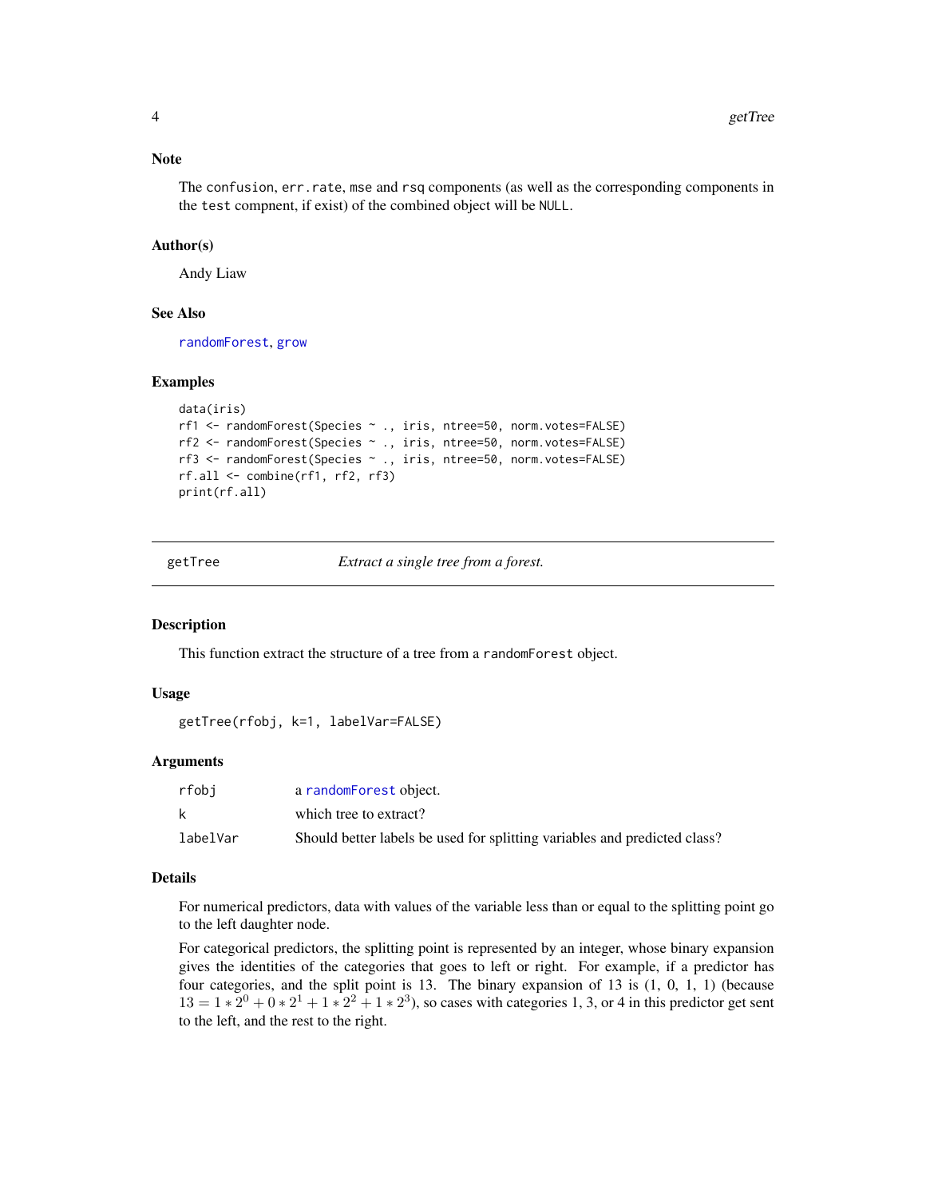### Note

The `confusion`, `err.rate`, `mse` and `rsq` components (as well as the corresponding components in the `test` compnent, if exist) of the combined object will be `NULL`.

### Author(s)

Andy Liaw

### See Also

`randomForest`, `grow`

### Examples

```
data(iris)
rf1 <- randomForest(Species ~ ., iris, ntree=50, norm.votes=FALSE)
rf2 <- randomForest(Species ~ ., iris, ntree=50, norm.votes=FALSE)
rf3 <- randomForest(Species ~ ., iris, ntree=50, norm.votes=FALSE)
rf.all <- combine(rf1, rf2, rf3)
print(rf.all)
```

---

## getTree — *Extract a single tree from a forest.*

---

### Description

This function extract the structure of a tree from a `randomForest` object.

### Usage

```
getTree(rfobj, k=1, labelVar=FALSE)
```

### Arguments

| | |
|---|---|
| `rfobj` | a `randomForest` object. |
| `k` | which tree to extract? |
| `labelVar` | Should better labels be used for splitting variables and predicted class? |

### Details

For numerical predictors, data with values of the variable less than or equal to the splitting point go to the left daughter node.

For categorical predictors, the splitting point is represented by an integer, whose binary expansion gives the identities of the categories that goes to left or right. For example, if a predictor has four categories, and the split point is 13. The binary expansion of 13 is (1, 0, 1, 1) (because $13 = 1 * 2^0 + 0 * 2^1 + 1 * 2^2 + 1 * 2^3$), so cases with categories 1, 3, or 4 in this predictor get sent to the left, and the rest to the right.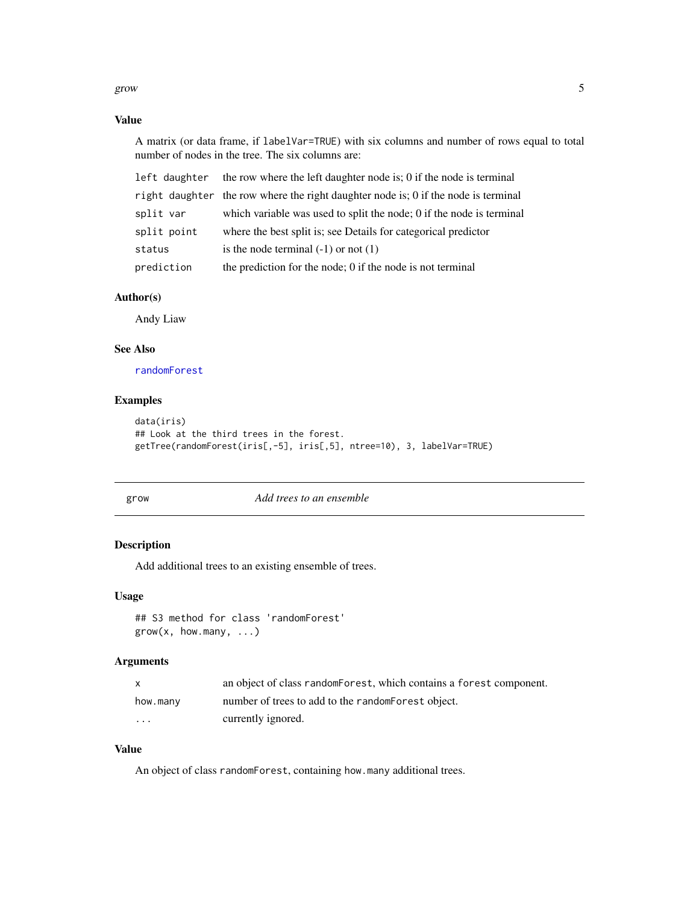### Value

A matrix (or data frame, if `labelVar=TRUE`) with six columns and number of rows equal to total number of nodes in the tree. The six columns are:

| | |
|---|---|
| `left daughter` | the row where the left daughter node is; 0 if the node is terminal |
| `right daughter` | the row where the right daughter node is; 0 if the node is terminal |
| `split var` | which variable was used to split the node; 0 if the node is terminal |
| `split point` | where the best split is; see Details for categorical predictor |
| `status` | is the node terminal (-1) or not (1) |
| `prediction` | the prediction for the node; 0 if the node is not terminal |

### Author(s)

Andy Liaw

### See Also

`randomForest`

### Examples

```
data(iris)
## Look at the third trees in the forest.
getTree(randomForest(iris[,-5], iris[,5], ntree=10), 3, labelVar=TRUE)
```

---

## grow — *Add trees to an ensemble*

---

### Description

Add additional trees to an existing ensemble of trees.

### Usage

```
## S3 method for class 'randomForest'
grow(x, how.many, ...)
```

### Arguments

| | |
|---|---|
| `x` | an object of class `randomForest`, which contains a `forest` component. |
| `how.many` | number of trees to add to the `randomForest` object. |
| `...` | currently ignored. |

### Value

An object of class `randomForest`, containing `how.many` additional trees.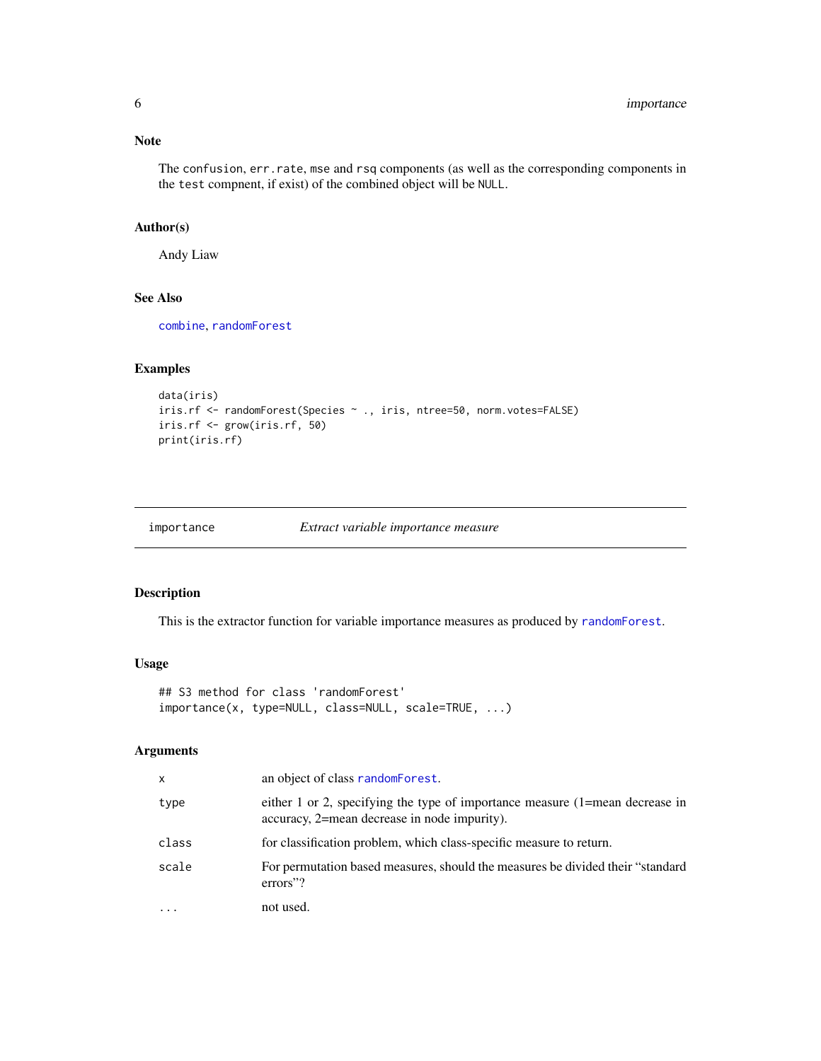### Note

The `confusion`, `err.rate`, `mse` and `rsq` components (as well as the corresponding components in the `test` compnent, if exist) of the combined object will be `NULL`.

### Author(s)

Andy Liaw

### See Also

`combine`, `randomForest`

### Examples

```
data(iris)
iris.rf <- randomForest(Species ~ ., iris, ntree=50, norm.votes=FALSE)
iris.rf <- grow(iris.rf, 50)
print(iris.rf)
```

---

## importance — *Extract variable importance measure*

---

### Description

This is the extractor function for variable importance measures as produced by `randomForest`.

### Usage

```
## S3 method for class 'randomForest'
importance(x, type=NULL, class=NULL, scale=TRUE, ...)
```

### Arguments

| | |
|---|---|
| `x` | an object of class `randomForest`. |
| `type` | either 1 or 2, specifying the type of importance measure (1=mean decrease in accuracy, 2=mean decrease in node impurity). |
| `class` | for classification problem, which class-specific measure to return. |
| `scale` | For permutation based measures, should the measures be divided their "standard errors"? |
| `...` | not used. |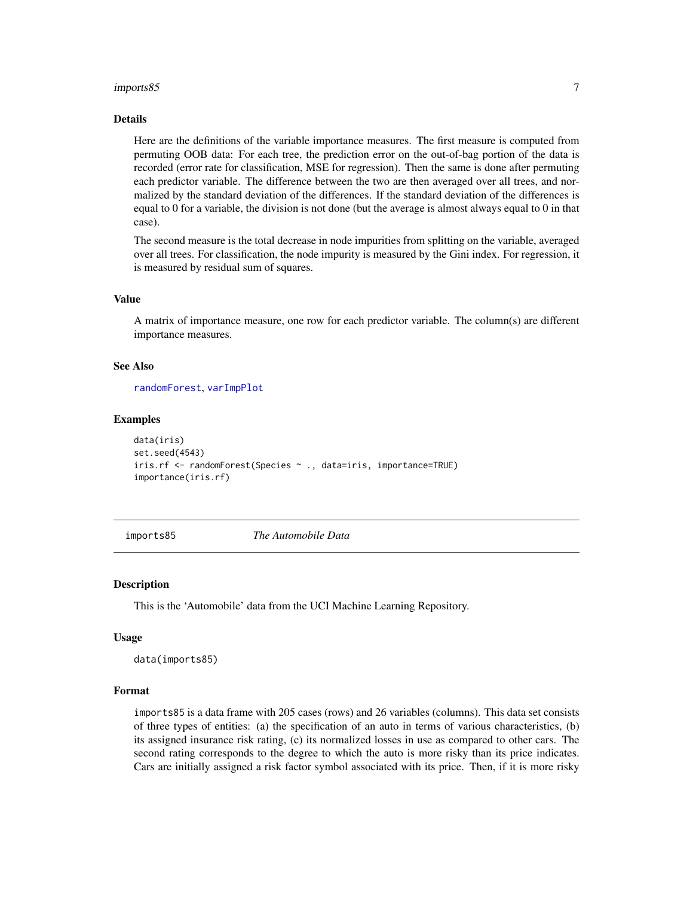### Details

Here are the definitions of the variable importance measures. The first measure is computed from permuting OOB data: For each tree, the prediction error on the out-of-bag portion of the data is recorded (error rate for classification, MSE for regression). Then the same is done after permuting each predictor variable. The difference between the two are then averaged over all trees, and normalized by the standard deviation of the differences. If the standard deviation of the differences is equal to 0 for a variable, the division is not done (but the average is almost always equal to 0 in that case).

The second measure is the total decrease in node impurities from splitting on the variable, averaged over all trees. For classification, the node impurity is measured by the Gini index. For regression, it is measured by residual sum of squares.

### Value

A matrix of importance measure, one row for each predictor variable. The column(s) are different importance measures.

### See Also

randomForest, varImpPlot

### Examples

```
data(iris)
set.seed(4543)
iris.rf <- randomForest(Species ~ ., data=iris, importance=TRUE)
importance(iris.rf)
```

---

## imports85 *The Automobile Data*

### Description

This is the 'Automobile' data from the UCI Machine Learning Repository.

### Usage

```
data(imports85)
```

### Format

imports85 is a data frame with 205 cases (rows) and 26 variables (columns). This data set consists of three types of entities: (a) the specification of an auto in terms of various characteristics, (b) its assigned insurance risk rating, (c) its normalized losses in use as compared to other cars. The second rating corresponds to the degree to which the auto is more risky than its price indicates. Cars are initially assigned a risk factor symbol associated with its price. Then, if it is more risky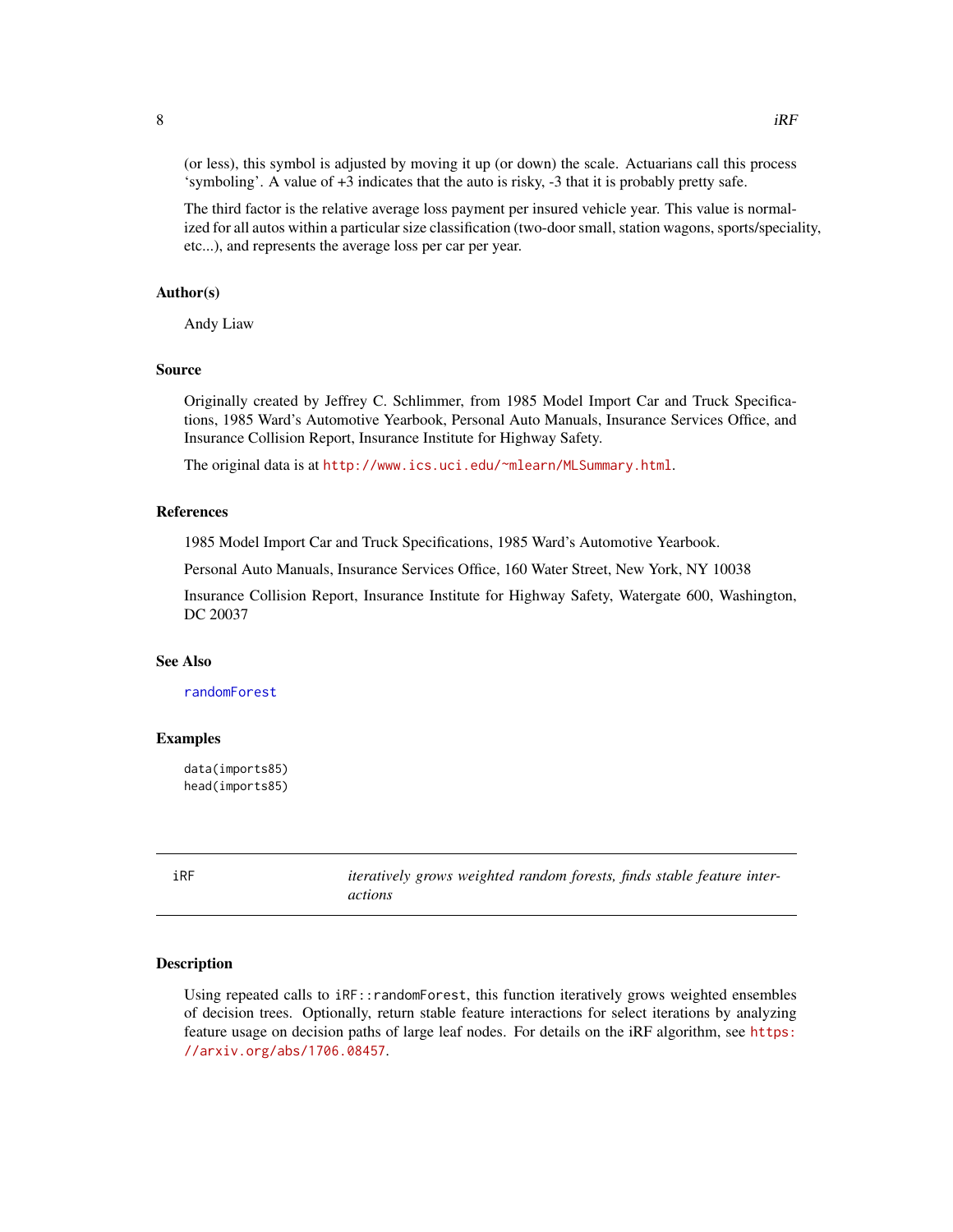(or less), this symbol is adjusted by moving it up (or down) the scale. Actuarians call this process 'symboling'. A value of +3 indicates that the auto is risky, -3 that it is probably pretty safe.

The third factor is the relative average loss payment per insured vehicle year. This value is normalized for all autos within a particular size classification (two-door small, station wagons, sports/speciality, etc...), and represents the average loss per car per year.

### Author(s)

Andy Liaw

### Source

Originally created by Jeffrey C. Schlimmer, from 1985 Model Import Car and Truck Specifications, 1985 Ward's Automotive Yearbook, Personal Auto Manuals, Insurance Services Office, and Insurance Collision Report, Insurance Institute for Highway Safety.

The original data is at http://www.ics.uci.edu/~mlearn/MLSummary.html.

### References

1985 Model Import Car and Truck Specifications, 1985 Ward's Automotive Yearbook.

Personal Auto Manuals, Insurance Services Office, 160 Water Street, New York, NY 10038

Insurance Collision Report, Insurance Institute for Highway Safety, Watergate 600, Washington, DC 20037

### See Also

randomForest

### Examples

```
data(imports85)
head(imports85)
```

---

## iRF — *iteratively grows weighted random forests, finds stable feature interactions*

### Description

Using repeated calls to `iRF::randomForest`, this function iteratively grows weighted ensembles of decision trees. Optionally, return stable feature interactions for select iterations by analyzing feature usage on decision paths of large leaf nodes. For details on the iRF algorithm, see https://arxiv.org/abs/1706.08457.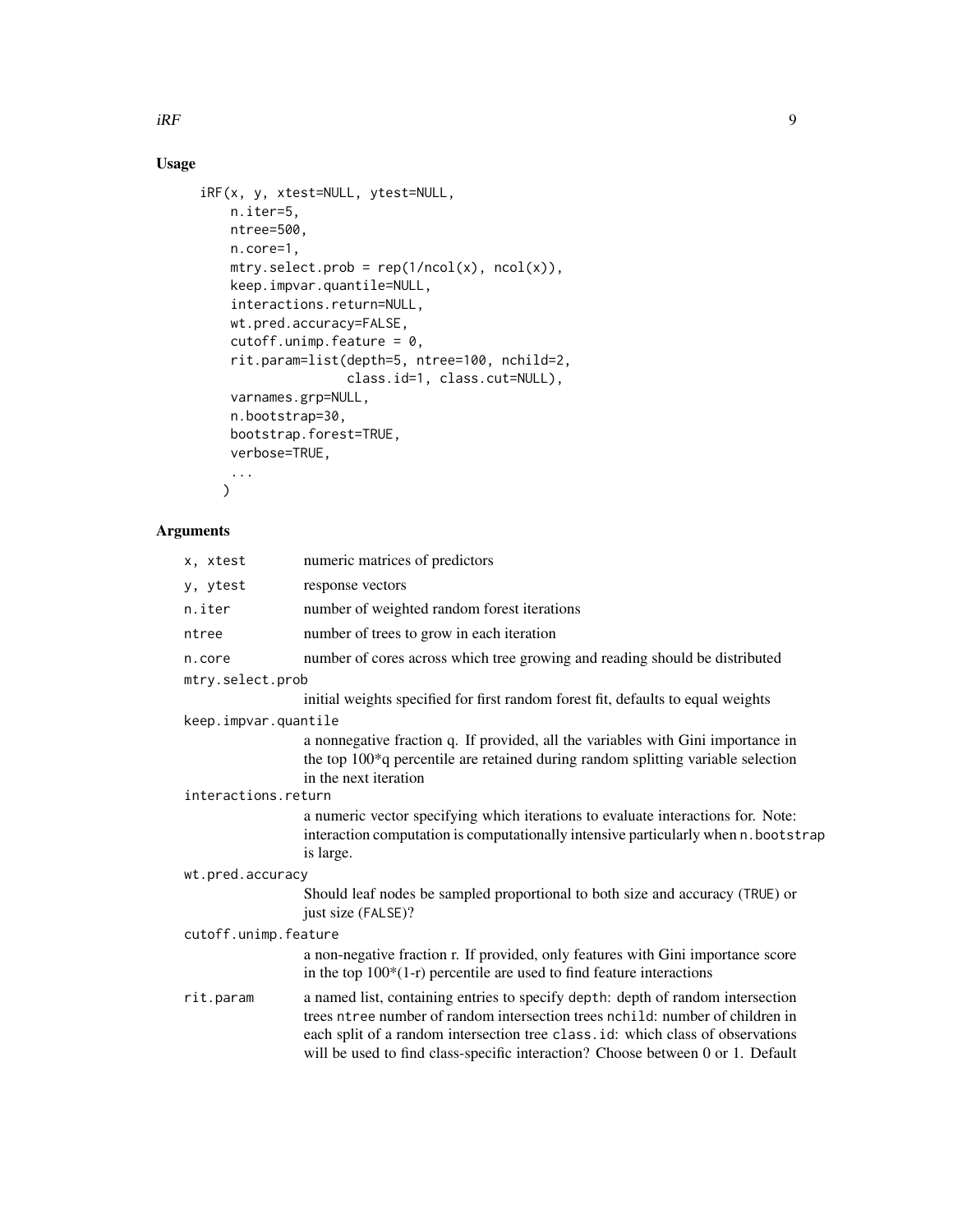## Usage

```
iRF(x, y, xtest=NULL, ytest=NULL,
    n.iter=5,
    ntree=500,
    n.core=1,
    mtry.select.prob = rep(1/ncol(x), ncol(x)),
    keep.impvar.quantile=NULL,
    interactions.return=NULL,
    wt.pred.accuracy=FALSE,
    cutoff.unimp.feature = 0,
    rit.param=list(depth=5, ntree=100, nchild=2,
                   class.id=1, class.cut=NULL),
    varnames.grp=NULL,
    n.bootstrap=30,
    bootstrap.forest=TRUE,
    verbose=TRUE,
    ...
   )
```

## Arguments

| | |
|---|---|
| `x, xtest` | numeric matrices of predictors |
| `y, ytest` | response vectors |
| `n.iter` | number of weighted random forest iterations |
| `ntree` | number of trees to grow in each iteration |
| `n.core` | number of cores across which tree growing and reading should be distributed |
| `mtry.select.prob` | initial weights specified for first random forest fit, defaults to equal weights |
| `keep.impvar.quantile` | a nonnegative fraction q. If provided, all the variables with Gini importance in the top 100*q percentile are retained during random splitting variable selection in the next iteration |
| `interactions.return` | a numeric vector specifying which iterations to evaluate interactions for. Note: interaction computation is computationally intensive particularly when `n.bootstrap` is large. |
| `wt.pred.accuracy` | Should leaf nodes be sampled proportional to both size and accuracy (`TRUE`) or just size (`FALSE`)? |
| `cutoff.unimp.feature` | a non-negative fraction r. If provided, only features with Gini importance score in the top 100*(1-r) percentile are used to find feature interactions |
| `rit.param` | a named list, containing entries to specify `depth`: depth of random intersection trees `ntree` number of random intersection trees `nchild`: number of children in each split of a random intersection tree `class.id`: which class of observations will be used to find class-specific interaction? Choose between 0 or 1. Default |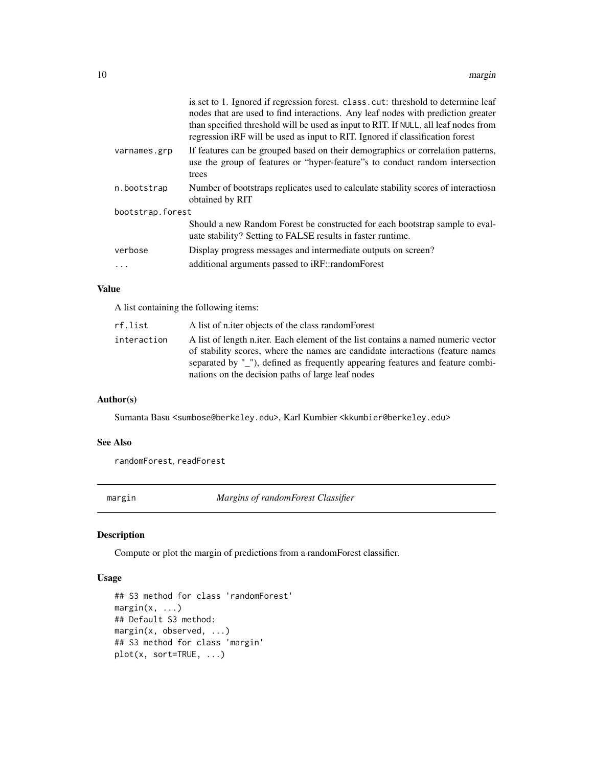| | |
|---|---|
| | is set to 1. Ignored if regression forest. `class.cut`: threshold to determine leaf nodes that are used to find interactions. Any leaf nodes with prediction greater than specified threshold will be used as input to RIT. If `NULL`, all leaf nodes from regression iRF will be used as input to RIT. Ignored if classification forest |
| `varnames.grp` | If features can be grouped based on their demographics or correlation patterns, use the group of features or "hyper-feature"s to conduct random intersection trees |
| `n.bootstrap` | Number of bootstraps replicates used to calculate stability scores of interactiosn obtained by RIT |
| `bootstrap.forest` | Should a new Random Forest be constructed for each bootstrap sample to evaluate stability? Setting to FALSE results in faster runtime. |
| `verbose` | Display progress messages and intermediate outputs on screen? |
| `...` | additional arguments passed to iRF::randomForest |

### Value

A list containing the following items:

| | |
|---|---|
| `rf.list` | A list of n.iter objects of the class randomForest |
| `interaction` | A list of length n.iter. Each element of the list contains a named numeric vector of stability scores, where the names are candidate interactions (feature names separated by "_"), defined as frequently appearing features and feature combinations on the decision paths of large leaf nodes |

### Author(s)

Sumanta Basu <sumbose@berkeley.edu>, Karl Kumbier <kkumbier@berkeley.edu>

### See Also

`randomForest`, `readForest`

---

## margin *Margins of randomForest Classifier*

### Description

Compute or plot the margin of predictions from a randomForest classifier.

### Usage

```
## S3 method for class 'randomForest'
margin(x, ...)
## Default S3 method:
margin(x, observed, ...)
## S3 method for class 'margin'
plot(x, sort=TRUE, ...)
```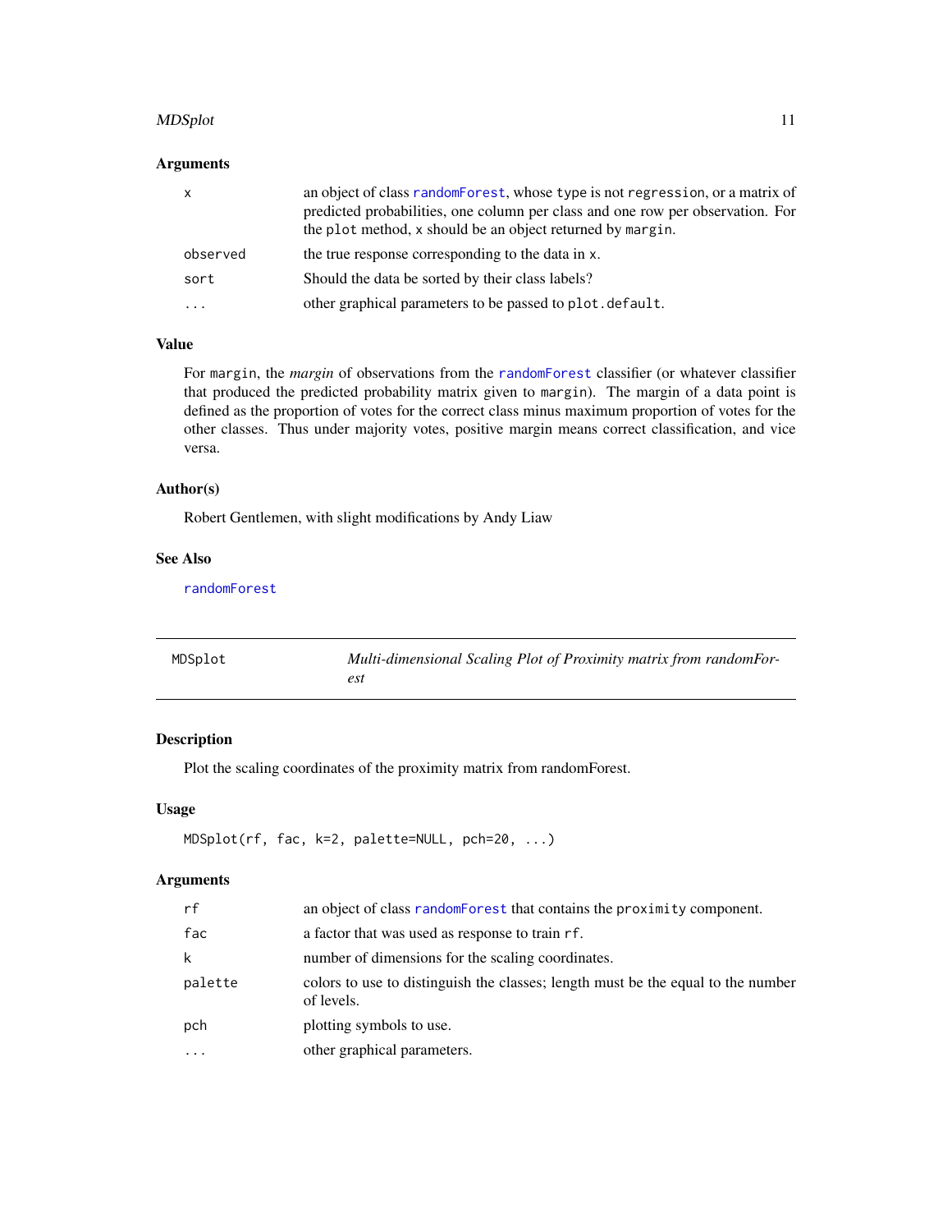### Arguments

| | |
|---|---|
| x | an object of class `randomForest`, whose type is not regression, or a matrix of predicted probabilities, one column per class and one row per observation. For the plot method, x should be an object returned by margin. |
| observed | the true response corresponding to the data in x. |
| sort | Should the data be sorted by their class labels? |
| ... | other graphical parameters to be passed to plot.default. |

### Value

For margin, the *margin* of observations from the `randomForest` classifier (or whatever classifier that produced the predicted probability matrix given to margin). The margin of a data point is defined as the proportion of votes for the correct class minus maximum proportion of votes for the other classes. Thus under majority votes, positive margin means correct classification, and vice versa.

### Author(s)

Robert Gentlemen, with slight modifications by Andy Liaw

### See Also

`randomForest`

---

## MDSplot — *Multi-dimensional Scaling Plot of Proximity matrix from randomForest*

---

### Description

Plot the scaling coordinates of the proximity matrix from randomForest.

### Usage

```
MDSplot(rf, fac, k=2, palette=NULL, pch=20, ...)
```

### Arguments

| | |
|---|---|
| rf | an object of class `randomForest` that contains the proximity component. |
| fac | a factor that was used as response to train rf. |
| k | number of dimensions for the scaling coordinates. |
| palette | colors to use to distinguish the classes; length must be the equal to the number of levels. |
| pch | plotting symbols to use. |
| ... | other graphical parameters. |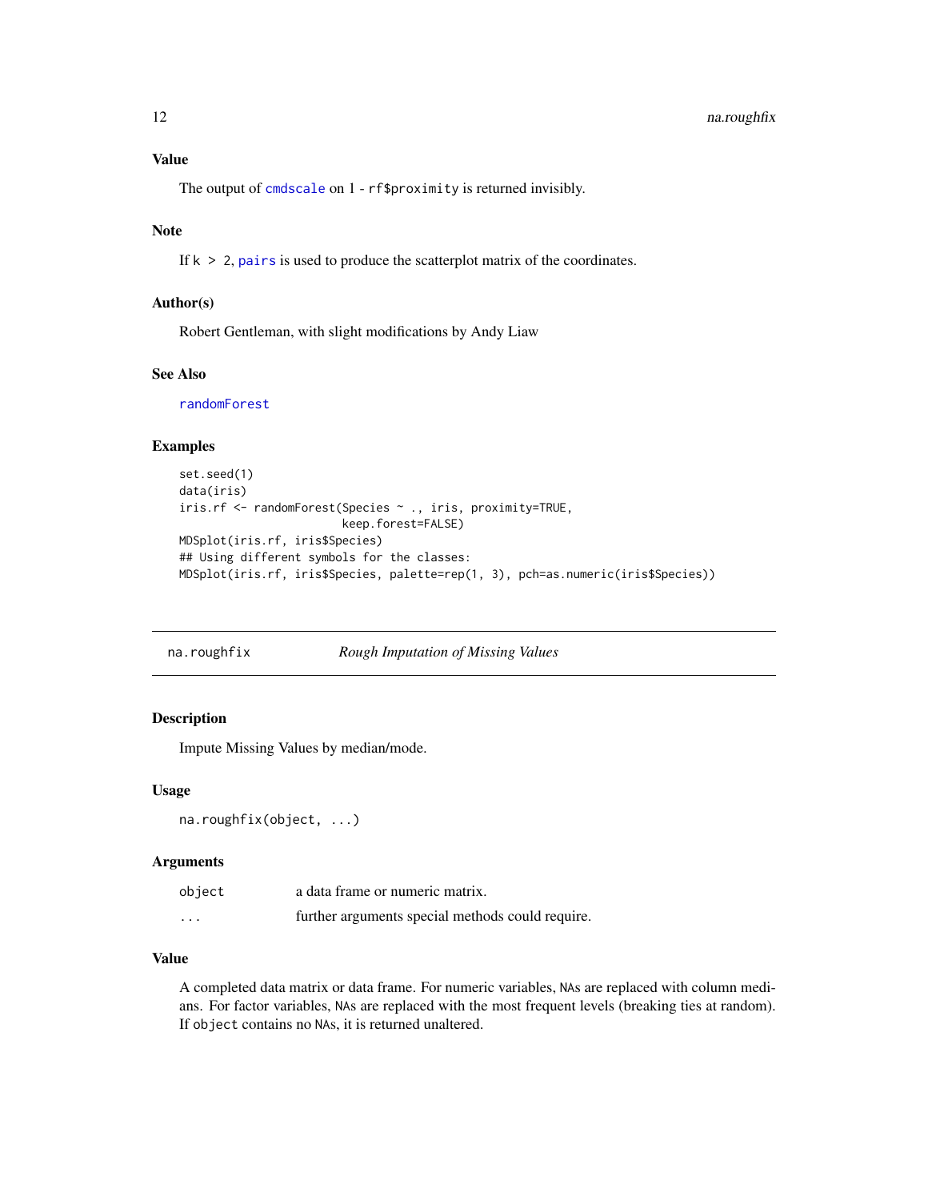### Value

The output of `cmdscale` on 1 - `rf$proximity` is returned invisibly.

### Note

If `k > 2`, `pairs` is used to produce the scatterplot matrix of the coordinates.

### Author(s)

Robert Gentleman, with slight modifications by Andy Liaw

### See Also

`randomForest`

### Examples

```
set.seed(1)
data(iris)
iris.rf <- randomForest(Species ~ ., iris, proximity=TRUE,
                        keep.forest=FALSE)
MDSplot(iris.rf, iris$Species)
## Using different symbols for the classes:
MDSplot(iris.rf, iris$Species, palette=rep(1, 3), pch=as.numeric(iris$Species))
```

---

## na.roughfix — *Rough Imputation of Missing Values*

---

### Description

Impute Missing Values by median/mode.

### Usage

```
na.roughfix(object, ...)
```

### Arguments

| | |
|---|---|
| `object` | a data frame or numeric matrix. |
| `...` | further arguments special methods could require. |

### Value

A completed data matrix or data frame. For numeric variables, `NA`s are replaced with column medians. For factor variables, `NA`s are replaced with the most frequent levels (breaking ties at random). If `object` contains no `NA`s, it is returned unaltered.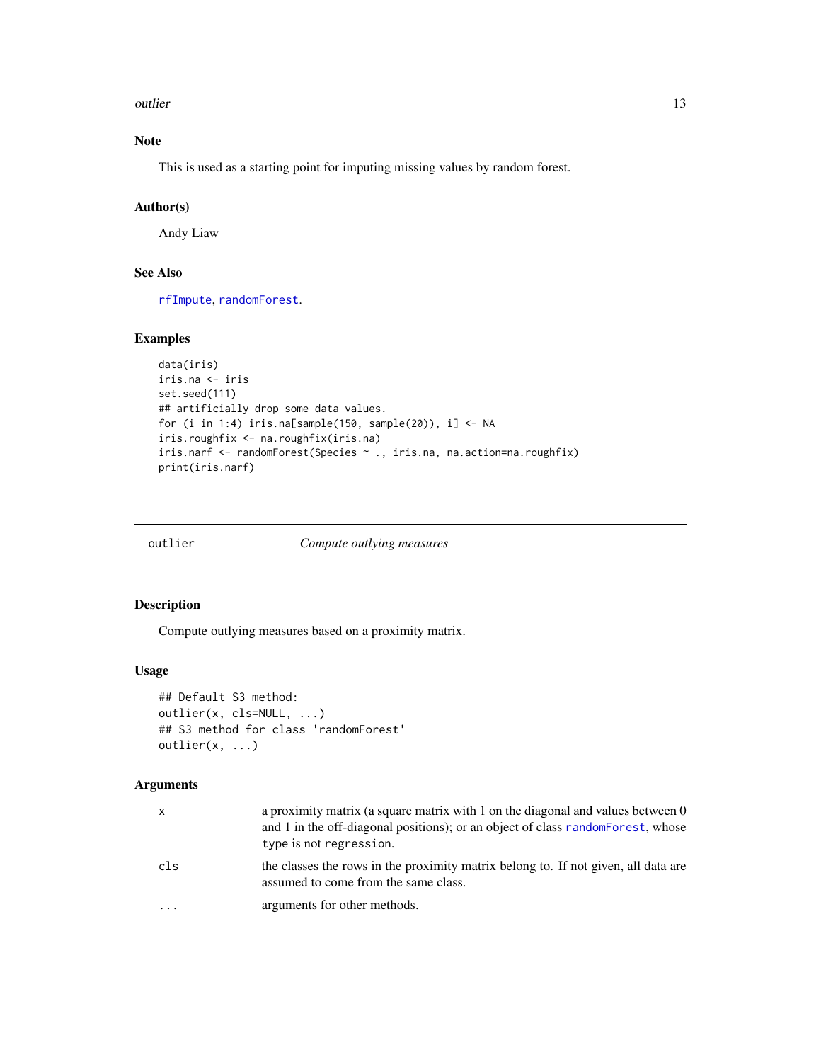### Note

This is used as a starting point for imputing missing values by random forest.

### Author(s)

Andy Liaw

### See Also

rfImpute, randomForest.

### Examples

```
data(iris)
iris.na <- iris
set.seed(111)
## artificially drop some data values.
for (i in 1:4) iris.na[sample(150, sample(20)), i] <- NA
iris.roughfix <- na.roughfix(iris.na)
iris.narf <- randomForest(Species ~ ., iris.na, na.action=na.roughfix)
print(iris.narf)
```

---

## outlier *Compute outlying measures*

### Description

Compute outlying measures based on a proximity matrix.

### Usage

```
## Default S3 method:
outlier(x, cls=NULL, ...)
## S3 method for class 'randomForest'
outlier(x, ...)
```

### Arguments

| | |
|---|---|
| x | a proximity matrix (a square matrix with 1 on the diagonal and values between 0 and 1 in the off-diagonal positions); or an object of class randomForest, whose type is not regression. |
| cls | the classes the rows in the proximity matrix belong to. If not given, all data are assumed to come from the same class. |
| ... | arguments for other methods. |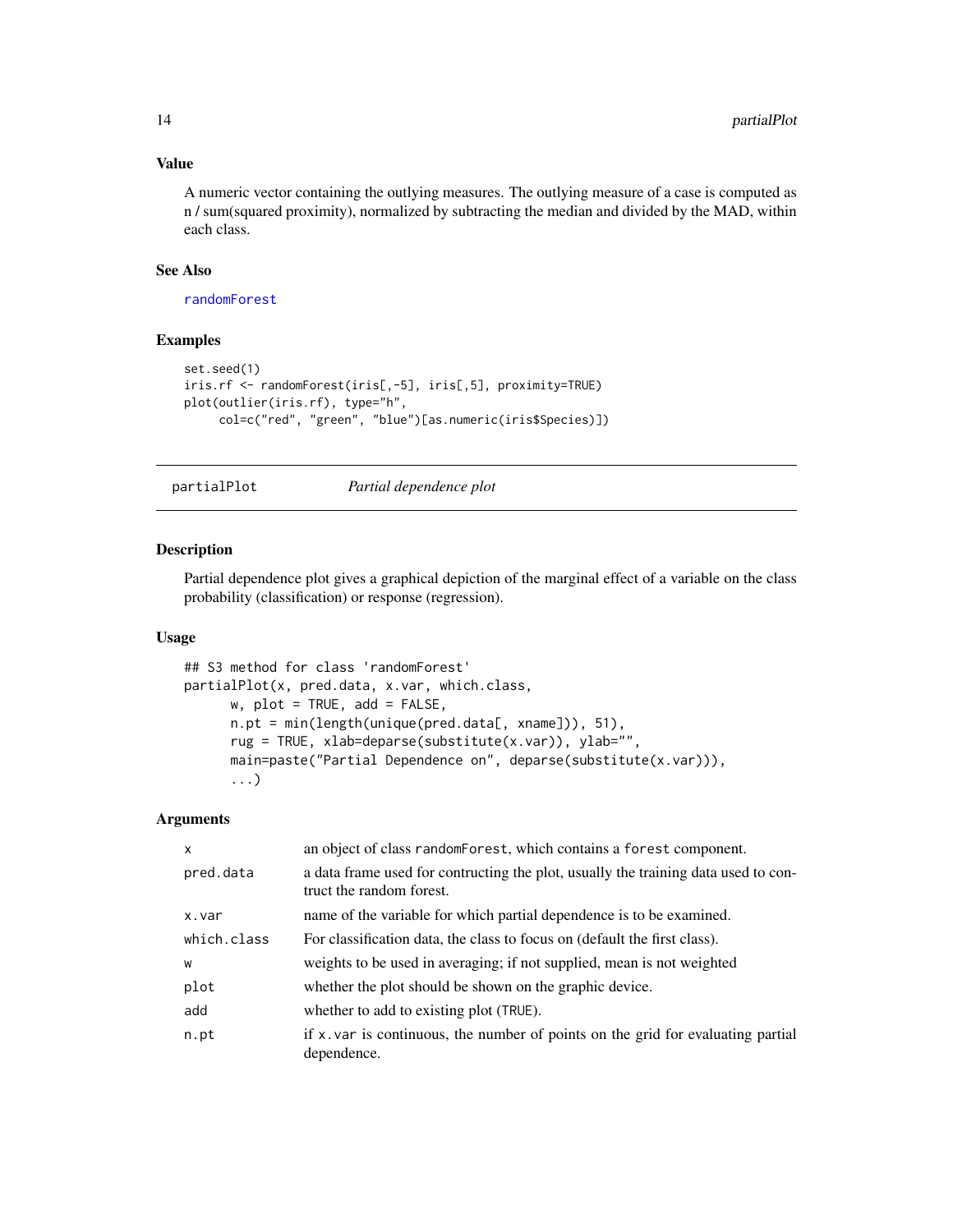### Value

A numeric vector containing the outlying measures. The outlying measure of a case is computed as n / sum(squared proximity), normalized by subtracting the median and divided by the MAD, within each class.

### See Also

randomForest

### Examples

```
set.seed(1)
iris.rf <- randomForest(iris[,-5], iris[,5], proximity=TRUE)
plot(outlier(iris.rf), type="h",
     col=c("red", "green", "blue")[as.numeric(iris$Species)])
```

---

## partialPlot *Partial dependence plot*

---

### Description

Partial dependence plot gives a graphical depiction of the marginal effect of a variable on the class probability (classification) or response (regression).

### Usage

```
## S3 method for class 'randomForest'
partialPlot(x, pred.data, x.var, which.class,
      w, plot = TRUE, add = FALSE,
      n.pt = min(length(unique(pred.data[, xname])), 51),
      rug = TRUE, xlab=deparse(substitute(x.var)), ylab="",
      main=paste("Partial Dependence on", deparse(substitute(x.var))),
      ...)
```

### Arguments

| | |
|---|---|
| `x` | an object of class `randomForest`, which contains a `forest` component. |
| `pred.data` | a data frame used for contructing the plot, usually the training data used to contruct the random forest. |
| `x.var` | name of the variable for which partial dependence is to be examined. |
| `which.class` | For classification data, the class to focus on (default the first class). |
| `w` | weights to be used in averaging; if not supplied, mean is not weighted |
| `plot` | whether the plot should be shown on the graphic device. |
| `add` | whether to add to existing plot (`TRUE`). |
| `n.pt` | if `x.var` is continuous, the number of points on the grid for evaluating partial dependence. |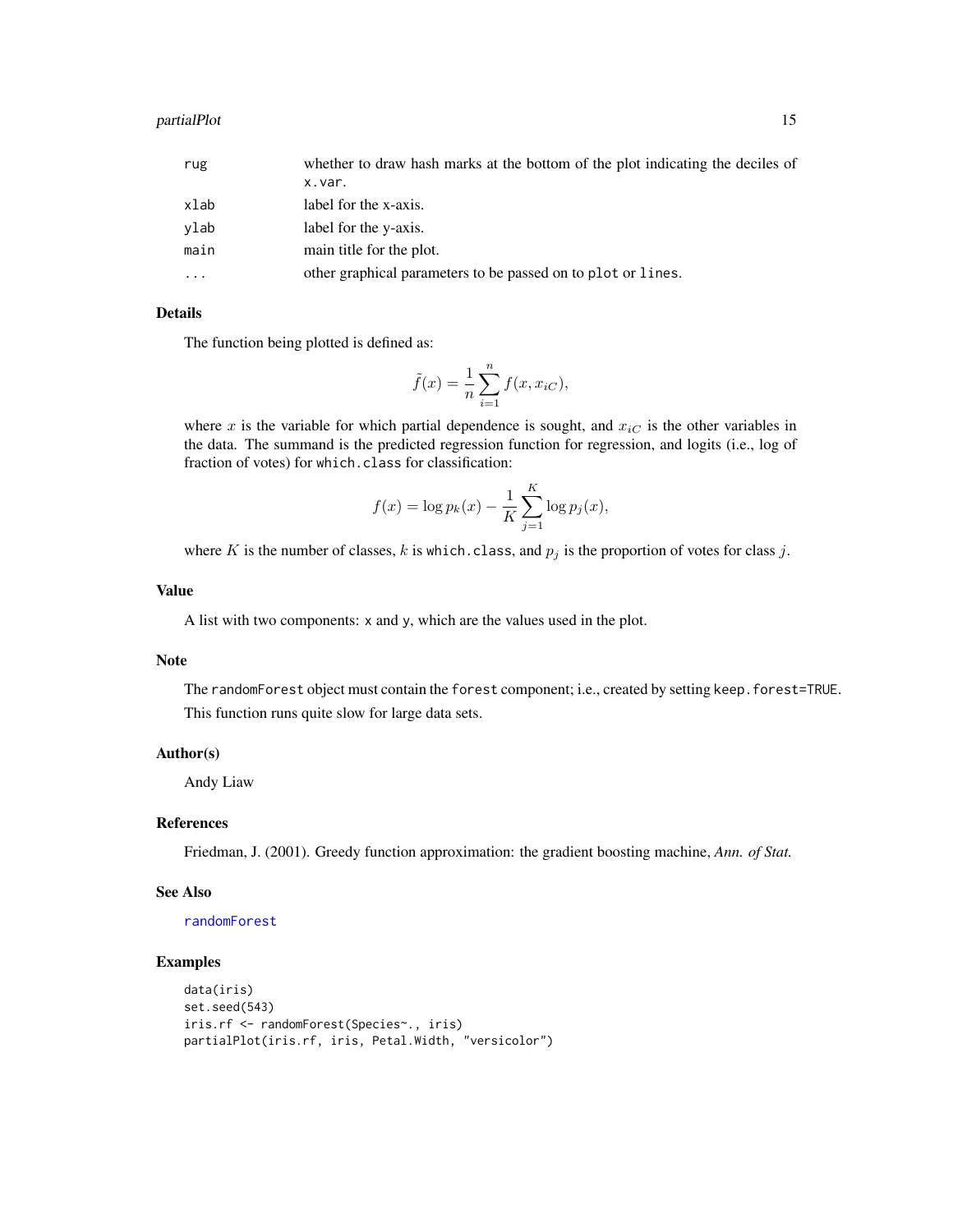| | |
|---|---|
| `rug` | whether to draw hash marks at the bottom of the plot indicating the deciles of `x.var`. |
| `xlab` | label for the x-axis. |
| `ylab` | label for the y-axis. |
| `main` | main title for the plot. |
| `...` | other graphical parameters to be passed on to `plot` or `lines`. |

## Details

The function being plotted is defined as:

$$\tilde{f}(x) = \frac{1}{n} \sum_{i=1}^{n} f(x, x_{iC}),$$

where $x$ is the variable for which partial dependence is sought, and $x_{iC}$ is the other variables in the data. The summand is the predicted regression function for regression, and logits (i.e., log of fraction of votes) for `which.class` for classification:

$$f(x) = \log p_k(x) - \frac{1}{K} \sum_{j=1}^{K} \log p_j(x),$$

where $K$ is the number of classes, $k$ is `which.class`, and $p_j$ is the proportion of votes for class $j$.

## Value

A list with two components: `x` and `y`, which are the values used in the plot.

## Note

The `randomForest` object must contain the `forest` component; i.e., created by setting `keep.forest=TRUE`.

This function runs quite slow for large data sets.

## Author(s)

Andy Liaw

## References

Friedman, J. (2001). Greedy function approximation: the gradient boosting machine, *Ann. of Stat.*

## See Also

`randomForest`

## Examples

```
data(iris)
set.seed(543)
iris.rf <- randomForest(Species~., iris)
partialPlot(iris.rf, iris, Petal.Width, "versicolor")
```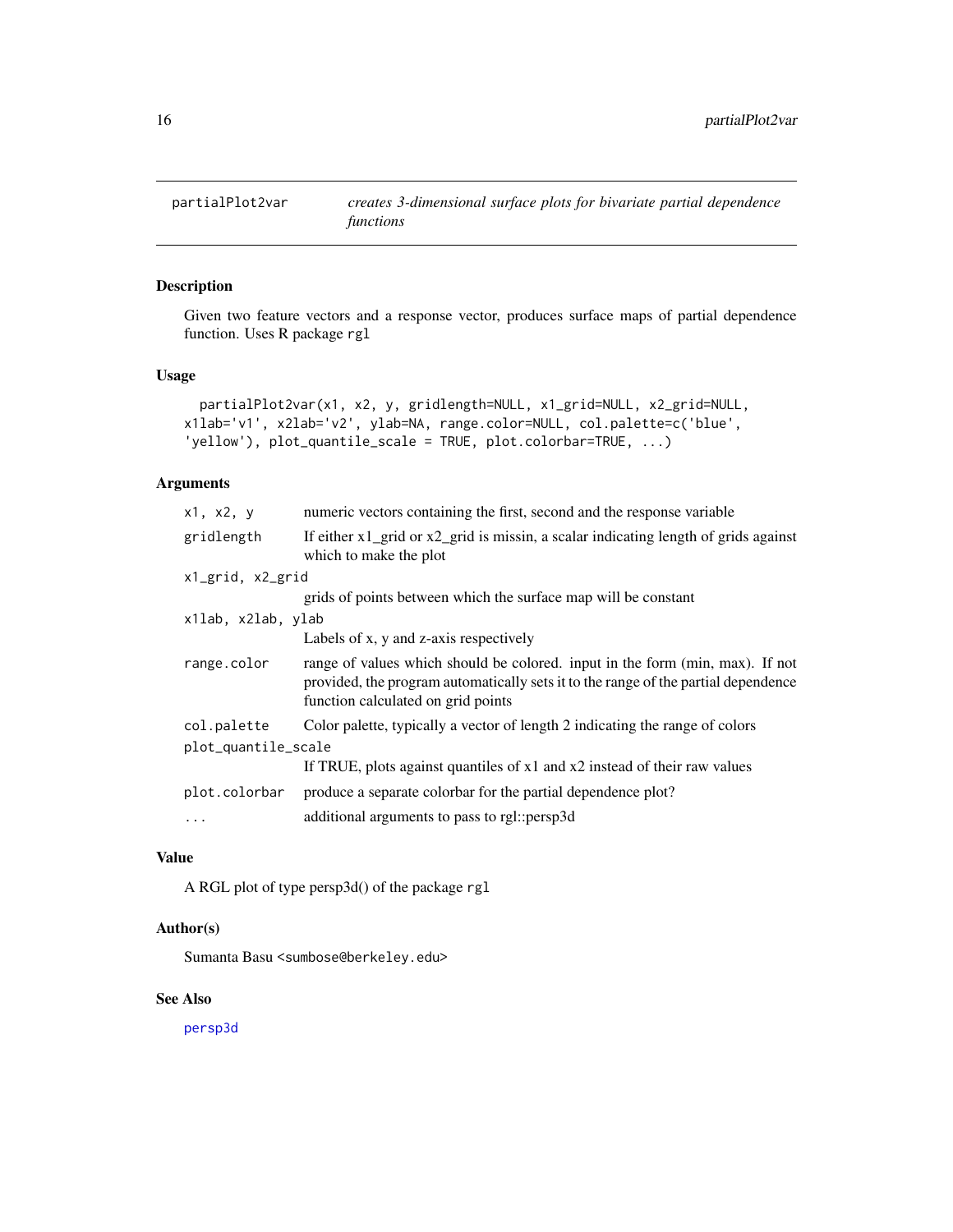# partialPlot2var

*creates 3-dimensional surface plots for bivariate partial dependence functions*

## Description

Given two feature vectors and a response vector, produces surface maps of partial dependence function. Uses R package `rgl`

## Usage

```
partialPlot2var(x1, x2, y, gridlength=NULL, x1_grid=NULL, x2_grid=NULL,
x1lab='v1', x2lab='v2', ylab=NA, range.color=NULL, col.palette=c('blue',
'yellow'), plot_quantile_scale = TRUE, plot.colorbar=TRUE, ...)
```

## Arguments

| | |
|---|---|
| `x1, x2, y` | numeric vectors containing the first, second and the response variable |
| `gridlength` | If either x1_grid or x2_grid is missin, a scalar indicating length of grids against which to make the plot |
| `x1_grid, x2_grid` | grids of points between which the surface map will be constant |
| `x1lab, x2lab, ylab` | Labels of x, y and z-axis respectively |
| `range.color` | range of values which should be colored. input in the form (min, max). If not provided, the program automatically sets it to the range of the partial dependence function calculated on grid points |
| `col.palette` | Color palette, typically a vector of length 2 indicating the range of colors |
| `plot_quantile_scale` | If TRUE, plots against quantiles of x1 and x2 instead of their raw values |
| `plot.colorbar` | produce a separate colorbar for the partial dependence plot? |
| `...` | additional arguments to pass to rgl::persp3d |

## Value

A RGL plot of type persp3d() of the package `rgl`

## Author(s)

Sumanta Basu <sumbose@berkeley.edu>

## See Also

persp3d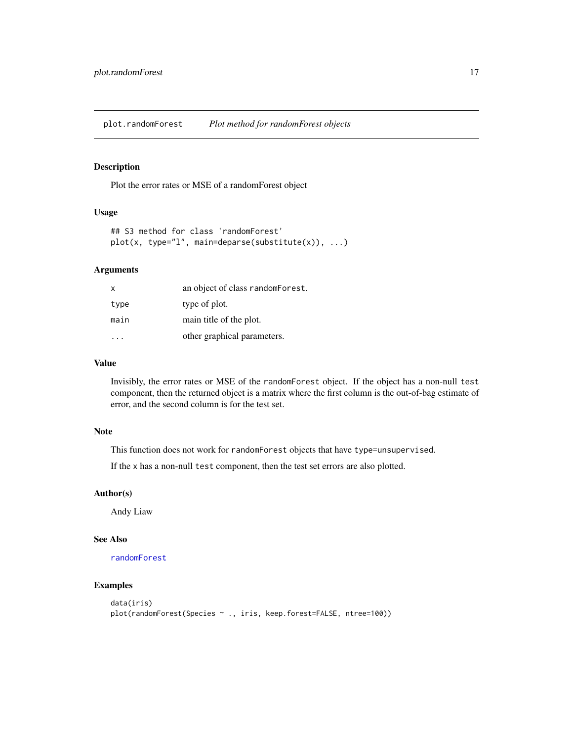## plot.randomForest *Plot method for randomForest objects*

### Description

Plot the error rates or MSE of a randomForest object

### Usage

```
## S3 method for class 'randomForest'
plot(x, type="l", main=deparse(substitute(x)), ...)
```

### Arguments

| | |
|---|---|
| `x` | an object of class `randomForest`. |
| `type` | type of plot. |
| `main` | main title of the plot. |
| `...` | other graphical parameters. |

### Value

Invisibly, the error rates or MSE of the `randomForest` object. If the object has a non-null `test` component, then the returned object is a matrix where the first column is the out-of-bag estimate of error, and the second column is for the test set.

### Note

This function does not work for `randomForest` objects that have `type=unsupervised`.

If the `x` has a non-null `test` component, then the test set errors are also plotted.

### Author(s)

Andy Liaw

### See Also

`randomForest`

### Examples

```
data(iris)
plot(randomForest(Species ~ ., iris, keep.forest=FALSE, ntree=100))
```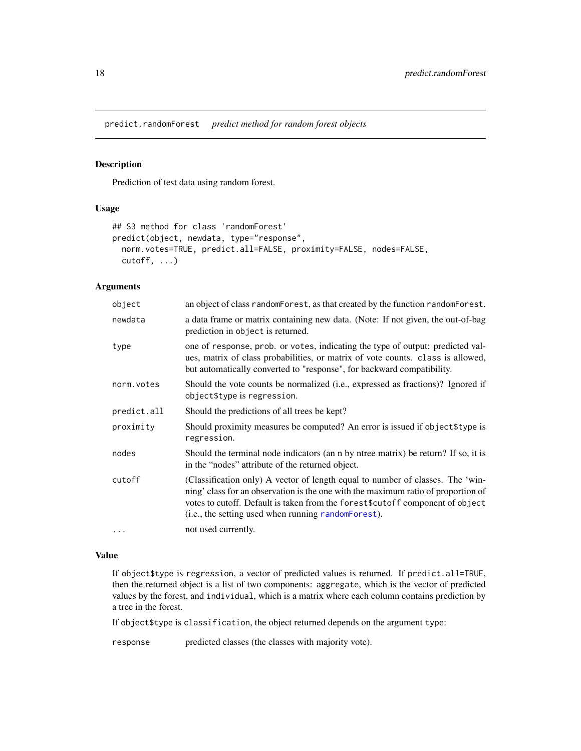## predict.randomForest *predict method for random forest objects*

### Description

Prediction of test data using random forest.

### Usage

```
## S3 method for class 'randomForest'
predict(object, newdata, type="response",
  norm.votes=TRUE, predict.all=FALSE, proximity=FALSE, nodes=FALSE,
  cutoff, ...)
```

### Arguments

| | |
|---|---|
| `object` | an object of class `randomForest`, as that created by the function `randomForest`. |
| `newdata` | a data frame or matrix containing new data. (Note: If not given, the out-of-bag prediction in `object` is returned. |
| `type` | one of `response`, `prob.` or `votes`, indicating the type of output: predicted values, matrix of class probabilities, or matrix of vote counts. `class` is allowed, but automatically converted to "response", for backward compatibility. |
| `norm.votes` | Should the vote counts be normalized (i.e., expressed as fractions)? Ignored if `object$type` is `regression`. |
| `predict.all` | Should the predictions of all trees be kept? |
| `proximity` | Should proximity measures be computed? An error is issued if `object$type` is `regression`. |
| `nodes` | Should the terminal node indicators (an n by ntree matrix) be return? If so, it is in the "nodes" attribute of the returned object. |
| `cutoff` | (Classification only) A vector of length equal to number of classes. The 'winning' class for an observation is the one with the maximum ratio of proportion of votes to cutoff. Default is taken from the `forest$cutoff` component of `object` (i.e., the setting used when running `randomForest`). |
| `...` | not used currently. |

### Value

If `object$type` is `regression`, a vector of predicted values is returned. If `predict.all=TRUE`, then the returned object is a list of two components: `aggregate`, which is the vector of predicted values by the forest, and `individual`, which is a matrix where each column contains prediction by a tree in the forest.

If `object$type` is `classification`, the object returned depends on the argument `type`:

| | |
|---|---|
| `response` | predicted classes (the classes with majority vote). |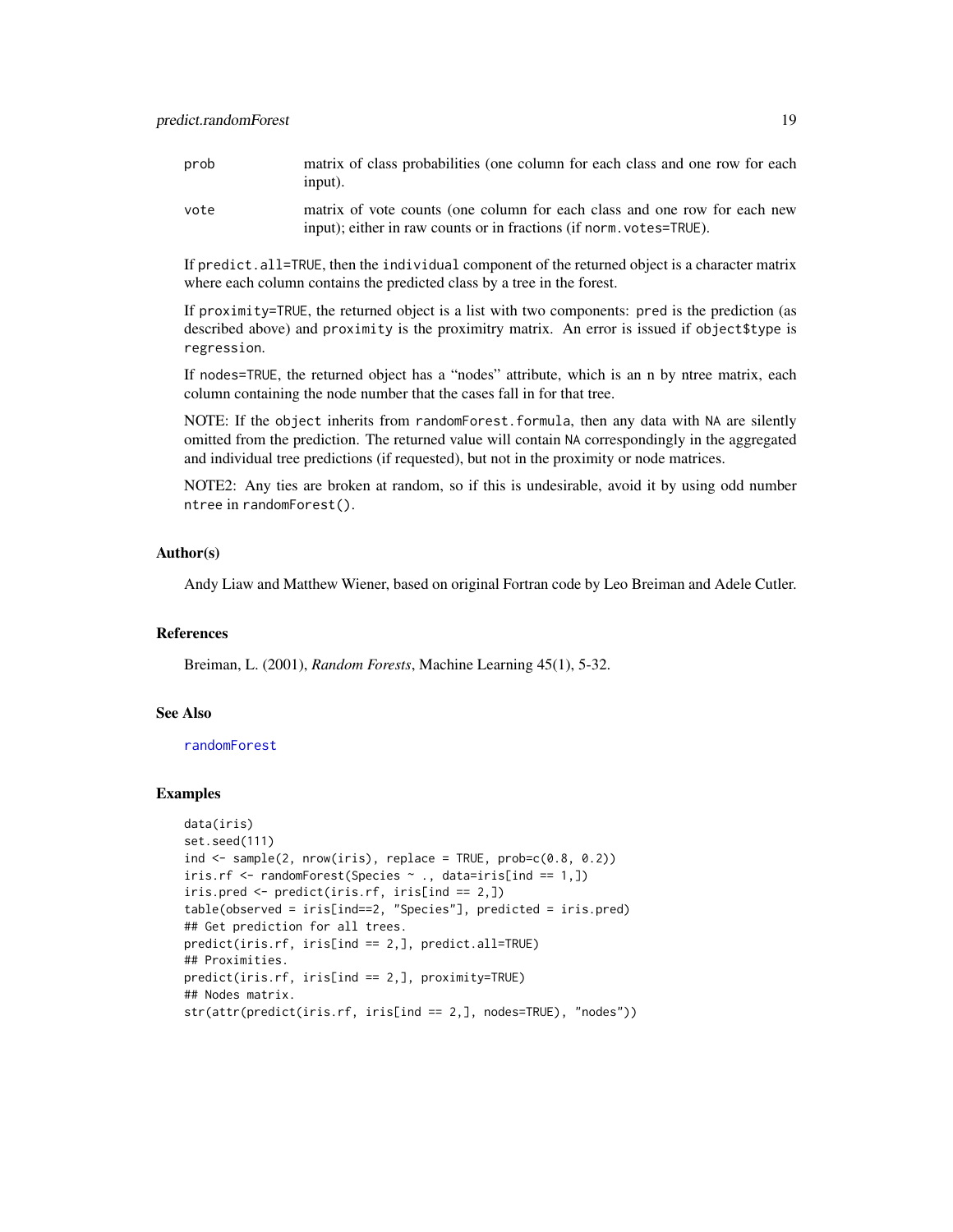| | |
|---|---|
| `prob` | matrix of class probabilities (one column for each class and one row for each input). |
| `vote` | matrix of vote counts (one column for each class and one row for each new input); either in raw counts or in fractions (if `norm.votes=TRUE`). |

If `predict.all=TRUE`, then the `individual` component of the returned object is a character matrix where each column contains the predicted class by a tree in the forest.

If `proximity=TRUE`, the returned object is a list with two components: `pred` is the prediction (as described above) and `proximity` is the proximitry matrix. An error is issued if `object$type` is `regression`.

If `nodes=TRUE`, the returned object has a "nodes" attribute, which is an n by ntree matrix, each column containing the node number that the cases fall in for that tree.

NOTE: If the `object` inherits from `randomForest.formula`, then any data with `NA` are silently omitted from the prediction. The returned value will contain `NA` correspondingly in the aggregated and individual tree predictions (if requested), but not in the proximity or node matrices.

NOTE2: Any ties are broken at random, so if this is undesirable, avoid it by using odd number `ntree` in `randomForest()`.

### Author(s)

Andy Liaw and Matthew Wiener, based on original Fortran code by Leo Breiman and Adele Cutler.

### References

Breiman, L. (2001), *Random Forests*, Machine Learning 45(1), 5-32.

### See Also

randomForest

### Examples

```
data(iris)
set.seed(111)
ind <- sample(2, nrow(iris), replace = TRUE, prob=c(0.8, 0.2))
iris.rf <- randomForest(Species ~ ., data=iris[ind == 1,])
iris.pred <- predict(iris.rf, iris[ind == 2,])
table(observed = iris[ind==2, "Species"], predicted = iris.pred)
## Get prediction for all trees.
predict(iris.rf, iris[ind == 2,], predict.all=TRUE)
## Proximities.
predict(iris.rf, iris[ind == 2,], proximity=TRUE)
## Nodes matrix.
str(attr(predict(iris.rf, iris[ind == 2,], nodes=TRUE), "nodes"))
```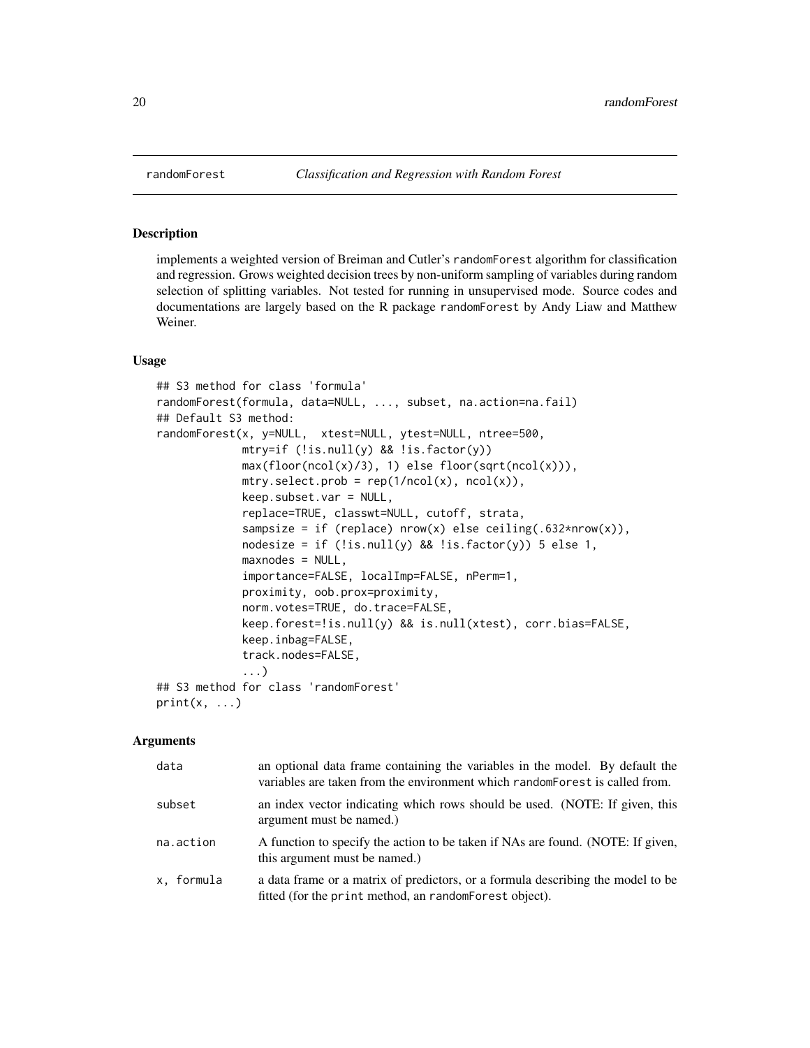randomForest *Classification and Regression with Random Forest*

## Description

implements a weighted version of Breiman and Cutler's randomForest algorithm for classification and regression. Grows weighted decision trees by non-uniform sampling of variables during random selection of splitting variables. Not tested for running in unsupervised mode. Source codes and documentations are largely based on the R package randomForest by Andy Liaw and Matthew Weiner.

## Usage

```
## S3 method for class 'formula'
randomForest(formula, data=NULL, ..., subset, na.action=na.fail)
## Default S3 method:
randomForest(x, y=NULL,  xtest=NULL, ytest=NULL, ntree=500,
             mtry=if (!is.null(y) && !is.factor(y))
             max(floor(ncol(x)/3), 1) else floor(sqrt(ncol(x))),
             mtry.select.prob = rep(1/ncol(x), ncol(x)),
             keep.subset.var = NULL,
             replace=TRUE, classwt=NULL, cutoff, strata,
             sampsize = if (replace) nrow(x) else ceiling(.632*nrow(x)),
             nodesize = if (!is.null(y) && !is.factor(y)) 5 else 1,
             maxnodes = NULL,
             importance=FALSE, localImp=FALSE, nPerm=1,
             proximity, oob.prox=proximity,
             norm.votes=TRUE, do.trace=FALSE,
             keep.forest=!is.null(y) && is.null(xtest), corr.bias=FALSE,
             keep.inbag=FALSE,
             track.nodes=FALSE,
             ...)
## S3 method for class 'randomForest'
print(x, ...)
```

## Arguments

| | |
|---|---|
| data | an optional data frame containing the variables in the model. By default the variables are taken from the environment which randomForest is called from. |
| subset | an index vector indicating which rows should be used. (NOTE: If given, this argument must be named.) |
| na.action | A function to specify the action to be taken if NAs are found. (NOTE: If given, this argument must be named.) |
| x, formula | a data frame or a matrix of predictors, or a formula describing the model to be fitted (for the print method, an randomForest object). |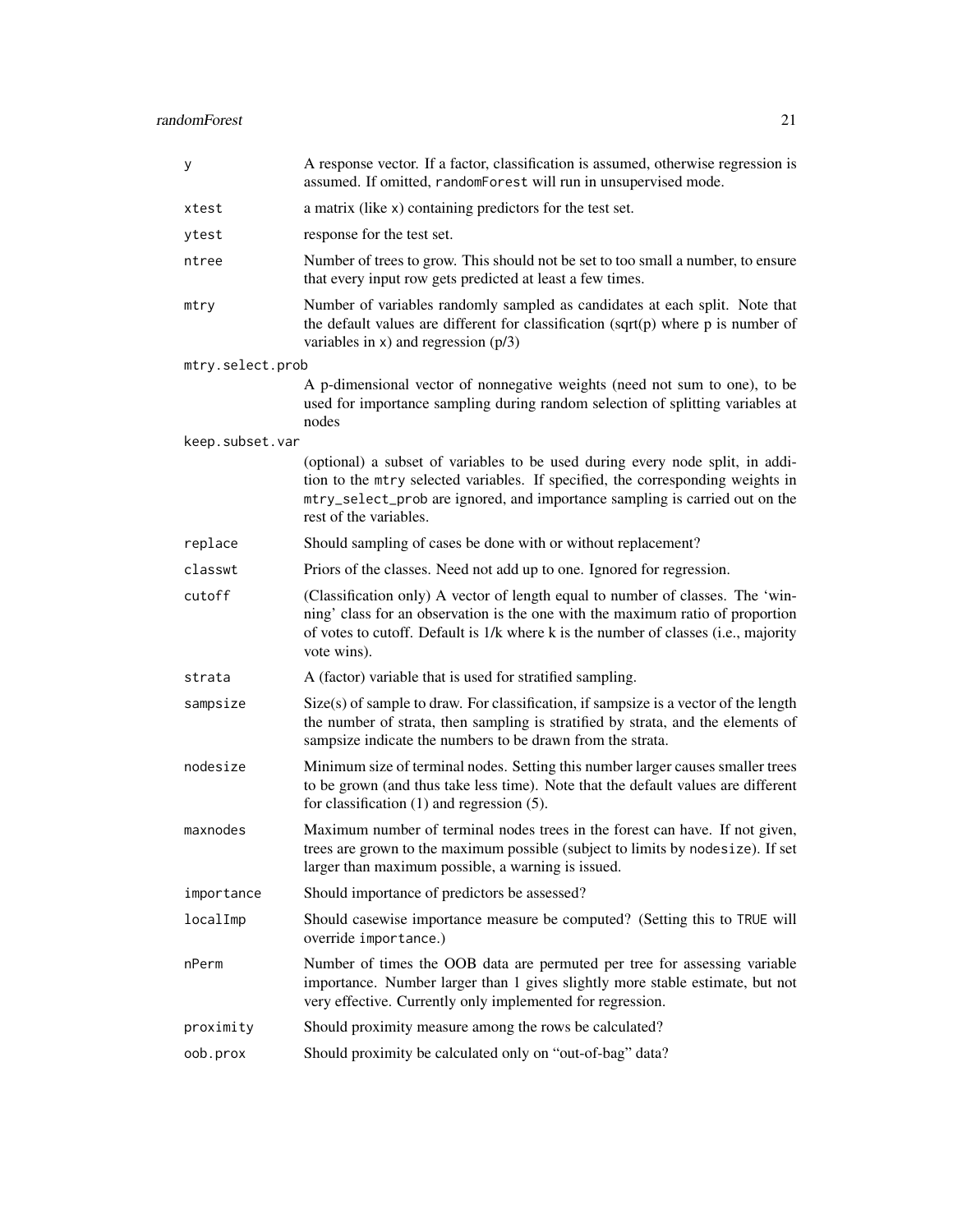| | |
|---|---|
| `y` | A response vector. If a factor, classification is assumed, otherwise regression is assumed. If omitted, `randomForest` will run in unsupervised mode. |
| `xtest` | a matrix (like `x`) containing predictors for the test set. |
| `ytest` | response for the test set. |
| `ntree` | Number of trees to grow. This should not be set to too small a number, to ensure that every input row gets predicted at least a few times. |
| `mtry` | Number of variables randomly sampled as candidates at each split. Note that the default values are different for classification (sqrt(p) where p is number of variables in `x`) and regression (p/3) |
| `mtry.select.prob` | A p-dimensional vector of nonnegative weights (need not sum to one), to be used for importance sampling during random selection of splitting variables at nodes |
| `keep.subset.var` | (optional) a subset of variables to be used during every node split, in addition to the `mtry` selected variables. If specified, the corresponding weights in `mtry_select_prob` are ignored, and importance sampling is carried out on the rest of the variables. |
| `replace` | Should sampling of cases be done with or without replacement? |
| `classwt` | Priors of the classes. Need not add up to one. Ignored for regression. |
| `cutoff` | (Classification only) A vector of length equal to number of classes. The 'winning' class for an observation is the one with the maximum ratio of proportion of votes to cutoff. Default is 1/k where k is the number of classes (i.e., majority vote wins). |
| `strata` | A (factor) variable that is used for stratified sampling. |
| `sampsize` | Size(s) of sample to draw. For classification, if sampsize is a vector of the length the number of strata, then sampling is stratified by strata, and the elements of sampsize indicate the numbers to be drawn from the strata. |
| `nodesize` | Minimum size of terminal nodes. Setting this number larger causes smaller trees to be grown (and thus take less time). Note that the default values are different for classification (1) and regression (5). |
| `maxnodes` | Maximum number of terminal nodes trees in the forest can have. If not given, trees are grown to the maximum possible (subject to limits by `nodesize`). If set larger than maximum possible, a warning is issued. |
| `importance` | Should importance of predictors be assessed? |
| `localImp` | Should casewise importance measure be computed? (Setting this to `TRUE` will override `importance`.) |
| `nPerm` | Number of times the OOB data are permuted per tree for assessing variable importance. Number larger than 1 gives slightly more stable estimate, but not very effective. Currently only implemented for regression. |
| `proximity` | Should proximity measure among the rows be calculated? |
| `oob.prox` | Should proximity be calculated only on "out-of-bag" data? |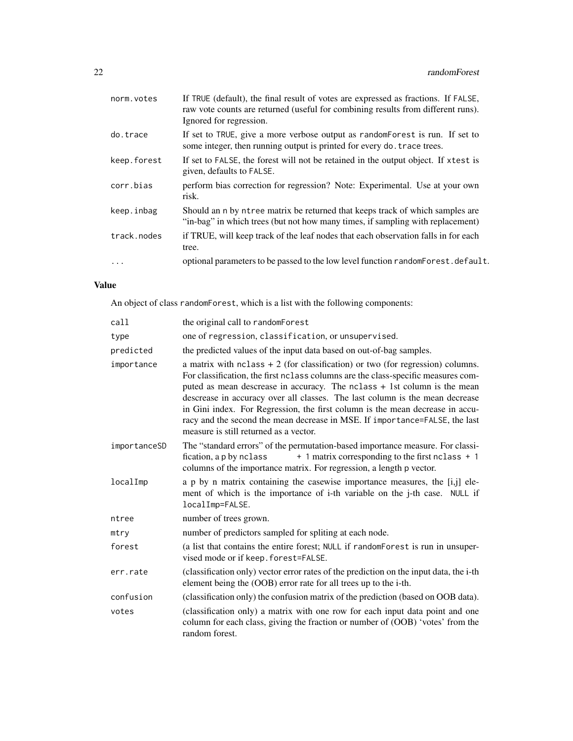| | |
|---|---|
| norm.votes | If TRUE (default), the final result of votes are expressed as fractions. If FALSE, raw vote counts are returned (useful for combining results from different runs). Ignored for regression. |
| do.trace | If set to TRUE, give a more verbose output as randomForest is run. If set to some integer, then running output is printed for every do.trace trees. |
| keep.forest | If set to FALSE, the forest will not be retained in the output object. If xtest is given, defaults to FALSE. |
| corr.bias | perform bias correction for regression? Note: Experimental. Use at your own risk. |
| keep.inbag | Should an n by ntree matrix be returned that keeps track of which samples are "in-bag" in which trees (but not how many times, if sampling with replacement) |
| track.nodes | if TRUE, will keep track of the leaf nodes that each observation falls in for each tree. |
| ... | optional parameters to be passed to the low level function randomForest.default. |

## Value

An object of class randomForest, which is a list with the following components:

| | |
|---|---|
| call | the original call to randomForest |
| type | one of regression, classification, or unsupervised. |
| predicted | the predicted values of the input data based on out-of-bag samples. |
| importance | a matrix with nclass + 2 (for classification) or two (for regression) columns. For classification, the first nclass columns are the class-specific measures computed as mean descrease in accuracy. The nclass + 1st column is the mean descrease in accuracy over all classes. The last column is the mean decrease in Gini index. For Regression, the first column is the mean decrease in accuracy and the second the mean decrease in MSE. If importance=FALSE, the last measure is still returned as a vector. |
| importanceSD | The "standard errors" of the permutation-based importance measure. For classification, a p by nclass + 1 matrix corresponding to the first nclass + 1 columns of the importance matrix. For regression, a length p vector. |
| localImp | a p by n matrix containing the casewise importance measures, the [i,j] element of which is the importance of i-th variable on the j-th case. NULL if localImp=FALSE. |
| ntree | number of trees grown. |
| mtry | number of predictors sampled for spliting at each node. |
| forest | (a list that contains the entire forest; NULL if randomForest is run in unsupervised mode or if keep.forest=FALSE. |
| err.rate | (classification only) vector error rates of the prediction on the input data, the i-th element being the (OOB) error rate for all trees up to the i-th. |
| confusion | (classification only) the confusion matrix of the prediction (based on OOB data). |
| votes | (classification only) a matrix with one row for each input data point and one column for each class, giving the fraction or number of (OOB) 'votes' from the random forest. |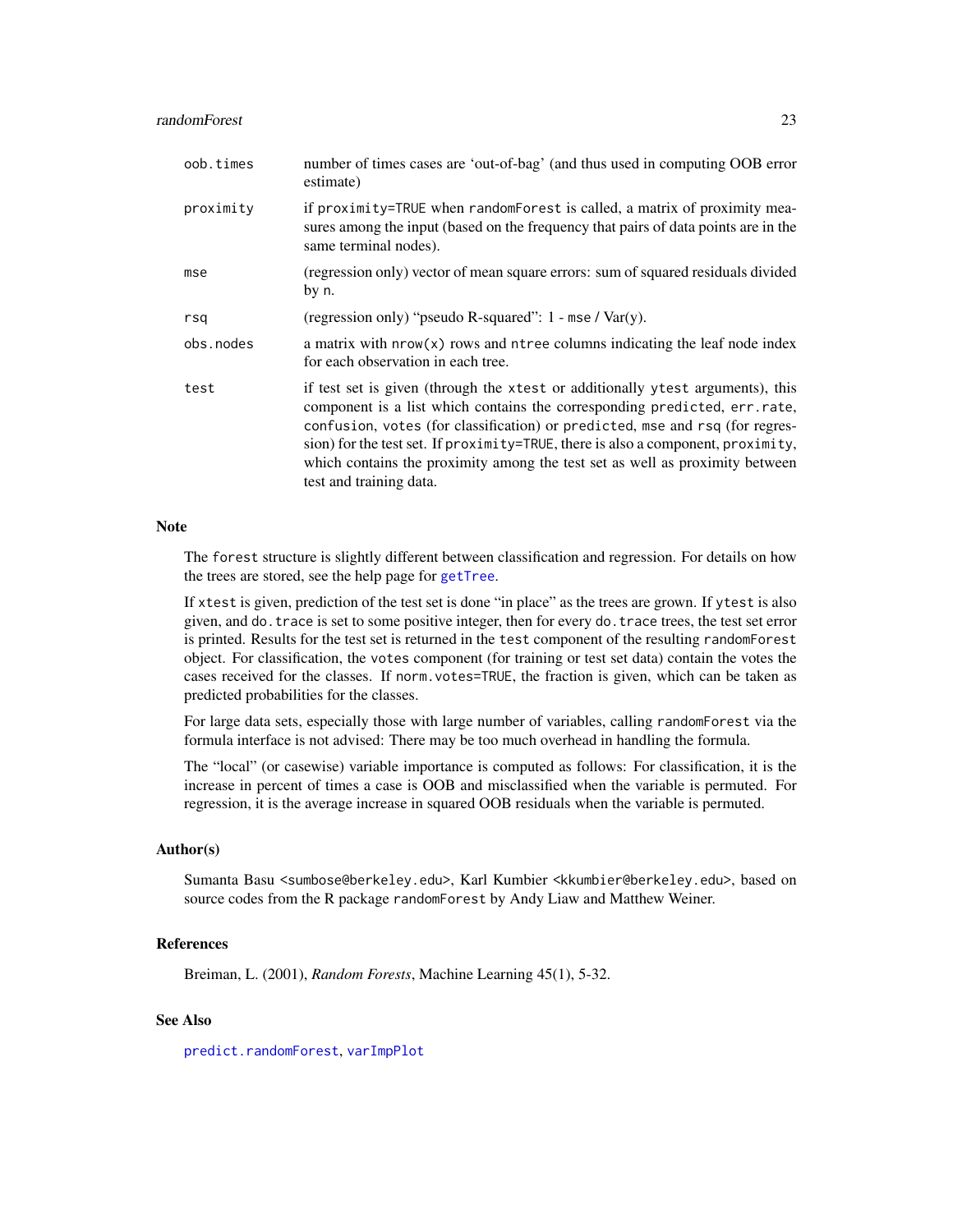`oob.times`
: number of times cases are 'out-of-bag' (and thus used in computing OOB error estimate)

`proximity`
: if `proximity=TRUE` when `randomForest` is called, a matrix of proximity measures among the input (based on the frequency that pairs of data points are in the same terminal nodes).

`mse`
: (regression only) vector of mean square errors: sum of squared residuals divided by `n`.

`rsq`
: (regression only) "pseudo R-squared": 1 - `mse` / Var(y).

`obs.nodes`
: a matrix with `nrow(x)` rows and `ntree` columns indicating the leaf node index for each observation in each tree.

`test`
: if test set is given (through the `xtest` or additionally `ytest` arguments), this component is a list which contains the corresponding `predicted`, `err.rate`, `confusion`, `votes` (for classification) or `predicted`, `mse` and `rsq` (for regression) for the test set. If `proximity=TRUE`, there is also a component, `proximity`, which contains the proximity among the test set as well as proximity between test and training data.

## Note

The `forest` structure is slightly different between classification and regression. For details on how the trees are stored, see the help page for `getTree`.

If `xtest` is given, prediction of the test set is done "in place" as the trees are grown. If `ytest` is also given, and `do.trace` is set to some positive integer, then for every `do.trace` trees, the test set error is printed. Results for the test set is returned in the `test` component of the resulting `randomForest` object. For classification, the `votes` component (for training or test set data) contain the votes the cases received for the classes. If `norm.votes=TRUE`, the fraction is given, which can be taken as predicted probabilities for the classes.

For large data sets, especially those with large number of variables, calling `randomForest` via the formula interface is not advised: There may be too much overhead in handling the formula.

The "local" (or casewise) variable importance is computed as follows: For classification, it is the increase in percent of times a case is OOB and misclassified when the variable is permuted. For regression, it is the average increase in squared OOB residuals when the variable is permuted.

## Author(s)

Sumanta Basu <sumbose@berkeley.edu>, Karl Kumbier <kkumbier@berkeley.edu>, based on source codes from the R package `randomForest` by Andy Liaw and Matthew Weiner.

## References

Breiman, L. (2001), *Random Forests*, Machine Learning 45(1), 5-32.

## See Also

`predict.randomForest`, `varImpPlot`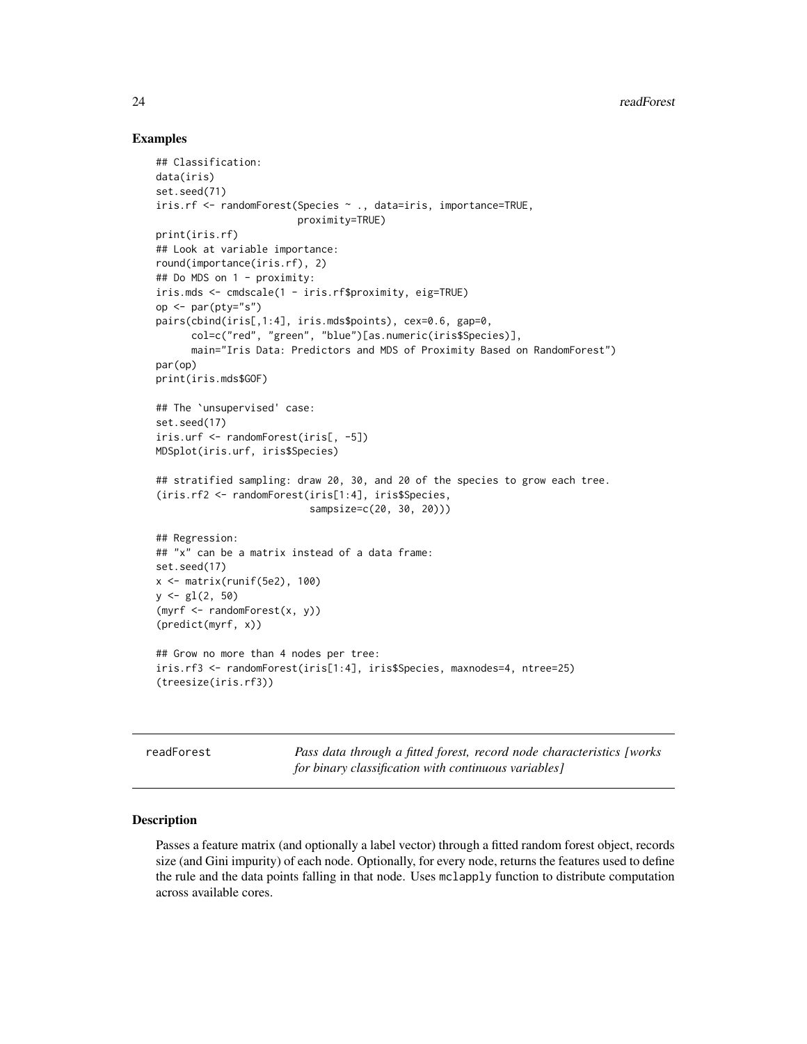## Examples

```
## Classification:
data(iris)
set.seed(71)
iris.rf <- randomForest(Species ~ ., data=iris, importance=TRUE,
                        proximity=TRUE)
print(iris.rf)
## Look at variable importance:
round(importance(iris.rf), 2)
## Do MDS on 1 - proximity:
iris.mds <- cmdscale(1 - iris.rf$proximity, eig=TRUE)
op <- par(pty="s")
pairs(cbind(iris[,1:4], iris.mds$points), cex=0.6, gap=0,
      col=c("red", "green", "blue")[as.numeric(iris$Species)],
      main="Iris Data: Predictors and MDS of Proximity Based on RandomForest")
par(op)
print(iris.mds$GOF)

## The `unsupervised' case:
set.seed(17)
iris.urf <- randomForest(iris[, -5])
MDSplot(iris.urf, iris$Species)

## stratified sampling: draw 20, 30, and 20 of the species to grow each tree.
(iris.rf2 <- randomForest(iris[1:4], iris$Species,
                          sampsize=c(20, 30, 20)))

## Regression:
## "x" can be a matrix instead of a data frame:
set.seed(17)
x <- matrix(runif(5e2), 100)
y <- gl(2, 50)
(myrf <- randomForest(x, y))
(predict(myrf, x))

## Grow no more than 4 nodes per tree:
iris.rf3 <- randomForest(iris[1:4], iris$Species, maxnodes=4, ntree=25)
(treesize(iris.rf3))
```

---

readForest    *Pass data through a fitted forest, record node characteristics [works for binary classification with continuous variables]*

---

## Description

Passes a feature matrix (and optionally a label vector) through a fitted random forest object, records size (and Gini impurity) of each node. Optionally, for every node, returns the features used to define the rule and the data points falling in that node. Uses mclapply function to distribute computation across available cores.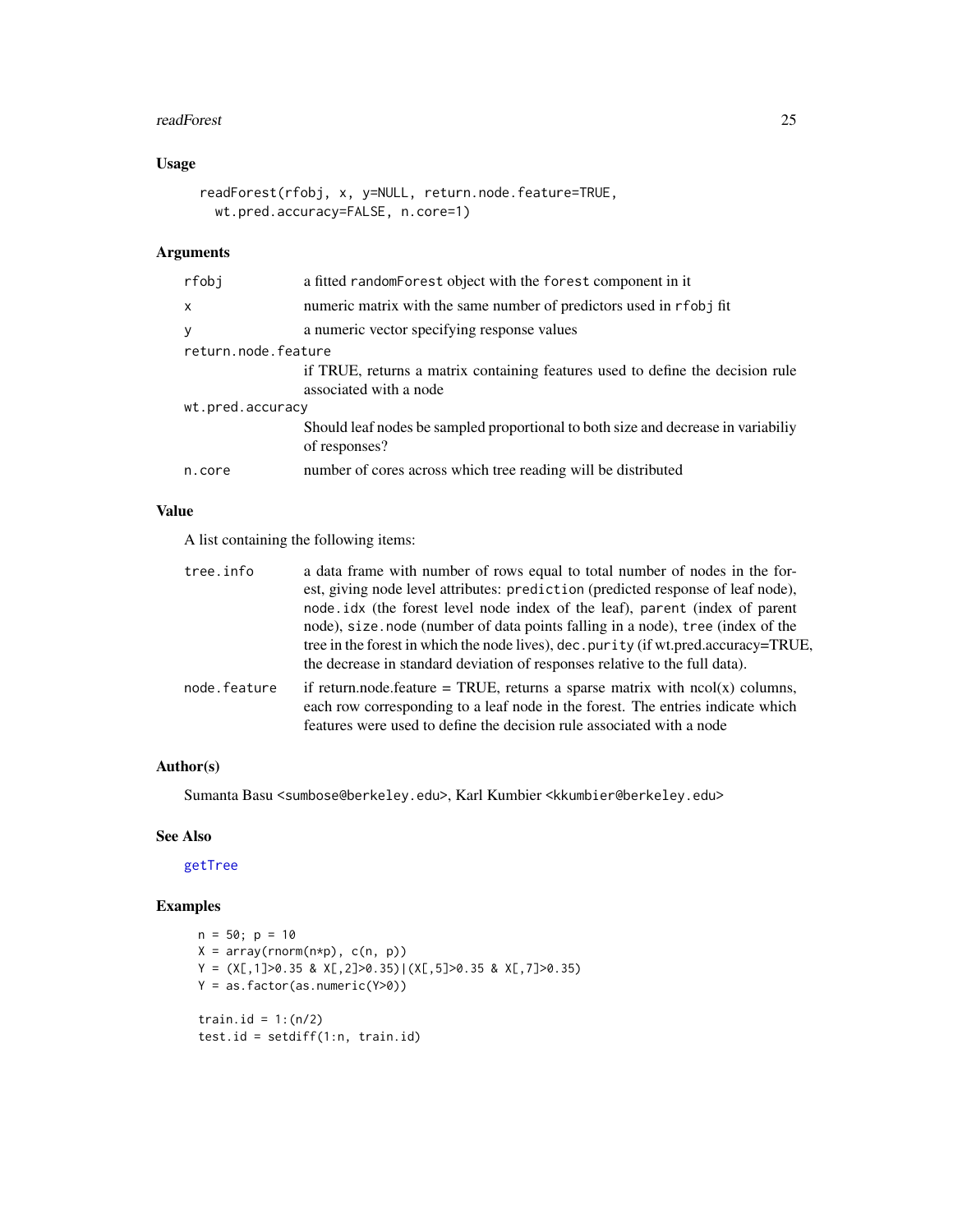## Usage

```
readForest(rfobj, x, y=NULL, return.node.feature=TRUE,
  wt.pred.accuracy=FALSE, n.core=1)
```

## Arguments

| | |
|---|---|
| rfobj | a fitted randomForest object with the forest component in it |
| x | numeric matrix with the same number of predictors used in rfobj fit |
| y | a numeric vector specifying response values |
| return.node.feature | if TRUE, returns a matrix containing features used to define the decision rule associated with a node |
| wt.pred.accuracy | Should leaf nodes be sampled proportional to both size and decrease in variabiliy of responses? |
| n.core | number of cores across which tree reading will be distributed |

## Value

A list containing the following items:

| | |
|---|---|
| tree.info | a data frame with number of rows equal to total number of nodes in the forest, giving node level attributes: prediction (predicted response of leaf node), node.idx (the forest level node index of the leaf), parent (index of parent node), size.node (number of data points falling in a node), tree (index of the tree in the forest in which the node lives), dec.purity (if wt.pred.accuracy=TRUE, the decrease in standard deviation of responses relative to the full data). |
| node.feature | if return.node.feature = TRUE, returns a sparse matrix with ncol(x) columns, each row corresponding to a leaf node in the forest. The entries indicate which features were used to define the decision rule associated with a node |

## Author(s)

Sumanta Basu <sumbose@berkeley.edu>, Karl Kumbier <kkumbier@berkeley.edu>

## See Also

getTree

## Examples

```
n = 50; p = 10
X = array(rnorm(n*p), c(n, p))
Y = (X[,1]>0.35 & X[,2]>0.35)|(X[,5]>0.35 & X[,7]>0.35)
Y = as.factor(as.numeric(Y>0))

train.id = 1:(n/2)
test.id = setdiff(1:n, train.id)
```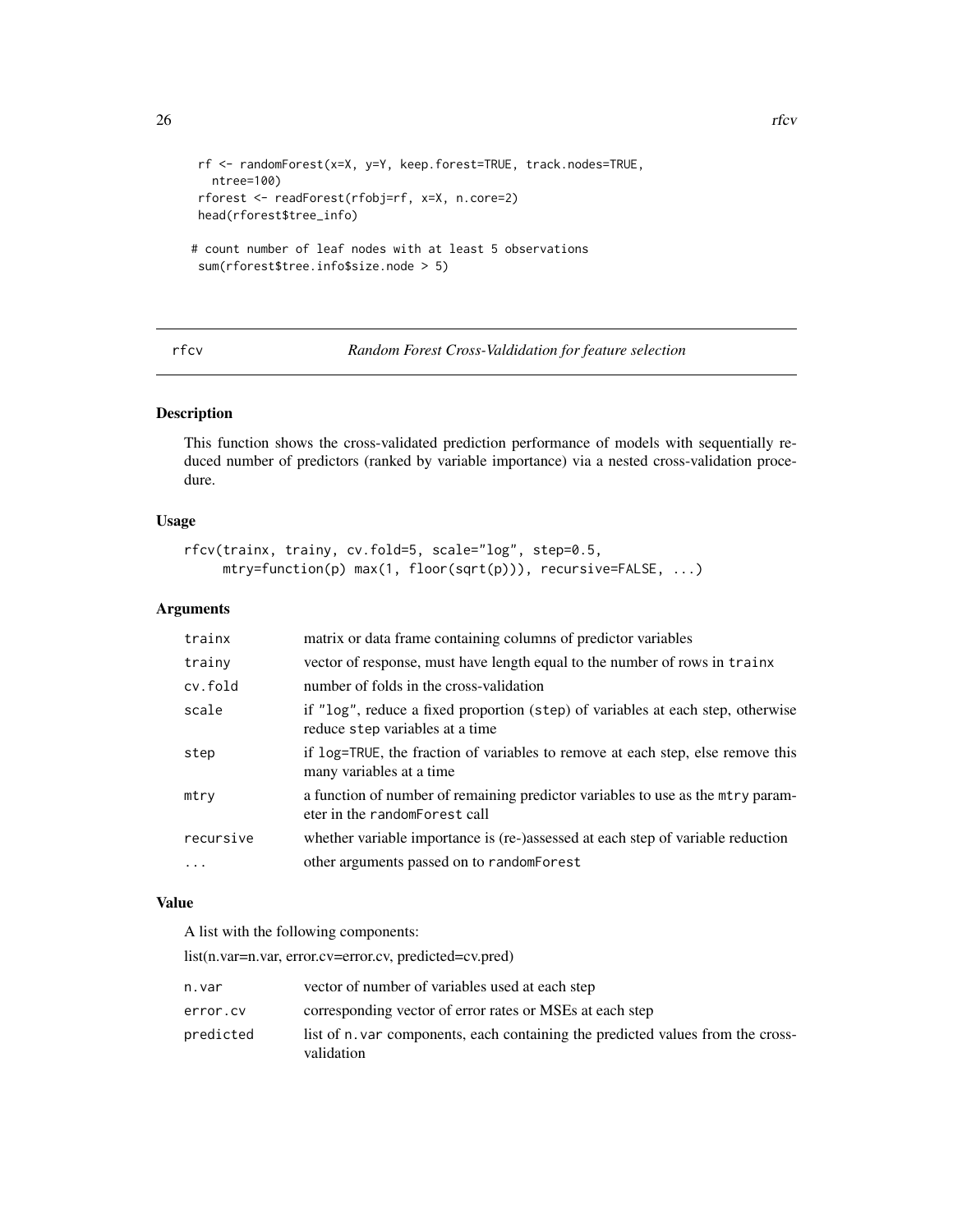```
  rf <- randomForest(x=X, y=Y, keep.forest=TRUE, track.nodes=TRUE,
    ntree=100)
  rforest <- readForest(rfobj=rf, x=X, n.core=2)
  head(rforest$tree_info)

 # count number of leaf nodes with at least 5 observations
  sum(rforest$tree.info$size.node > 5)
```

## rfcv *Random Forest Cross-Valdidation for feature selection*

### Description

This function shows the cross-validated prediction performance of models with sequentially reduced number of predictors (ranked by variable importance) via a nested cross-validation procedure.

### Usage

```
rfcv(trainx, trainy, cv.fold=5, scale="log", step=0.5,
     mtry=function(p) max(1, floor(sqrt(p))), recursive=FALSE, ...)
```

### Arguments

| | |
|---|---|
| trainx | matrix or data frame containing columns of predictor variables |
| trainy | vector of response, must have length equal to the number of rows in trainx |
| cv.fold | number of folds in the cross-validation |
| scale | if "log", reduce a fixed proportion (step) of variables at each step, otherwise reduce step variables at a time |
| step | if log=TRUE, the fraction of variables to remove at each step, else remove this many variables at a time |
| mtry | a function of number of remaining predictor variables to use as the mtry parameter in the randomForest call |
| recursive | whether variable importance is (re-)assessed at each step of variable reduction |
| ... | other arguments passed on to randomForest |

### Value

A list with the following components:

list(n.var=n.var, error.cv=error.cv, predicted=cv.pred)

| | |
|---|---|
| n.var | vector of number of variables used at each step |
| error.cv | corresponding vector of error rates or MSEs at each step |
| predicted | list of n.var components, each containing the predicted values from the cross-validation |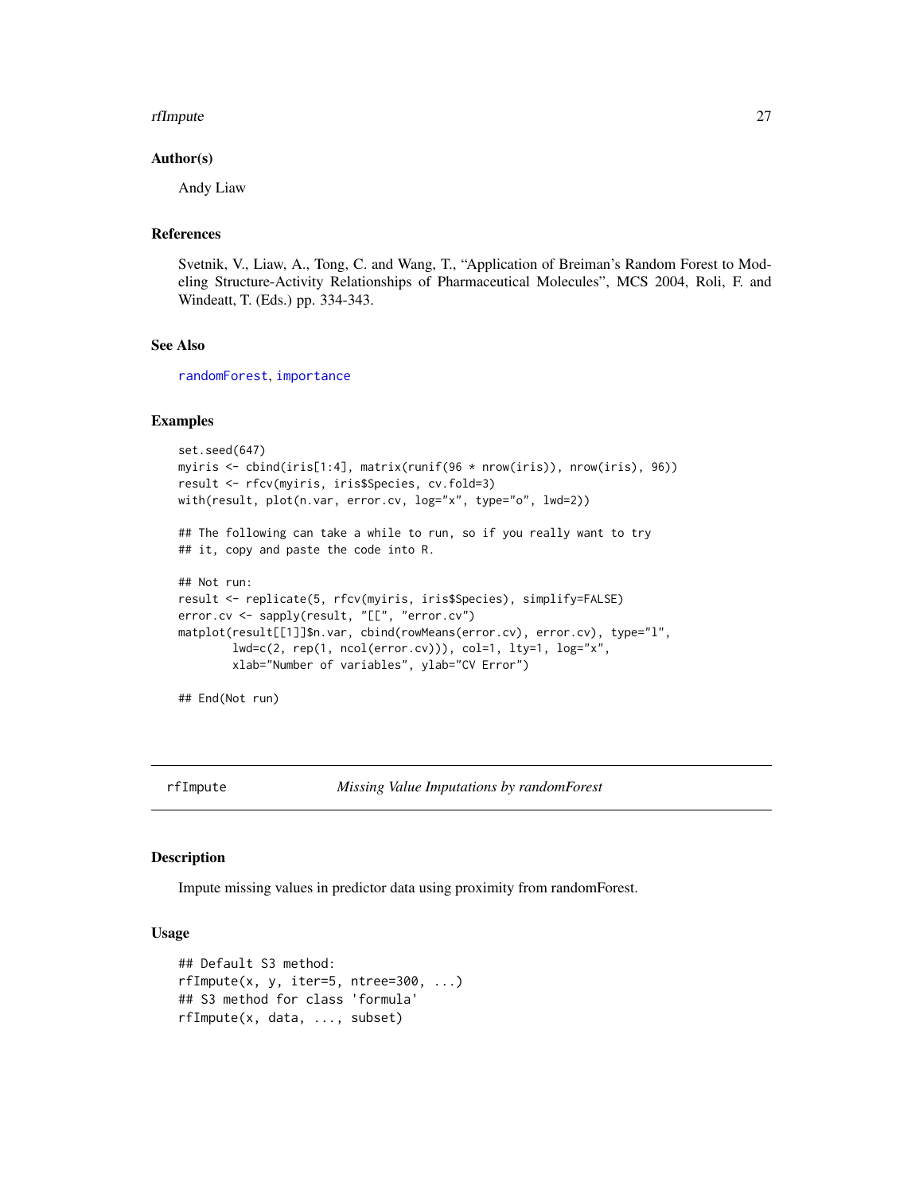## Author(s)

Andy Liaw

## References

Svetnik, V., Liaw, A., Tong, C. and Wang, T., "Application of Breiman's Random Forest to Modeling Structure-Activity Relationships of Pharmaceutical Molecules", MCS 2004, Roli, F. and Windeatt, T. (Eds.) pp. 334-343.

## See Also

randomForest, importance

## Examples

```
set.seed(647)
myiris <- cbind(iris[1:4], matrix(runif(96 * nrow(iris)), nrow(iris), 96))
result <- rfcv(myiris, iris$Species, cv.fold=3)
with(result, plot(n.var, error.cv, log="x", type="o", lwd=2))

## The following can take a while to run, so if you really want to try
## it, copy and paste the code into R.

## Not run:
result <- replicate(5, rfcv(myiris, iris$Species), simplify=FALSE)
error.cv <- sapply(result, "[[", "error.cv")
matplot(result[[1]]$n.var, cbind(rowMeans(error.cv), error.cv), type="l",
        lwd=c(2, rep(1, ncol(error.cv))), col=1, lty=1, log="x",
        xlab="Number of variables", ylab="CV Error")

## End(Not run)
```

---

# rfImpute *Missing Value Imputations by randomForest*

## Description

Impute missing values in predictor data using proximity from randomForest.

## Usage

```
## Default S3 method:
rfImpute(x, y, iter=5, ntree=300, ...)
## S3 method for class 'formula'
rfImpute(x, data, ..., subset)
```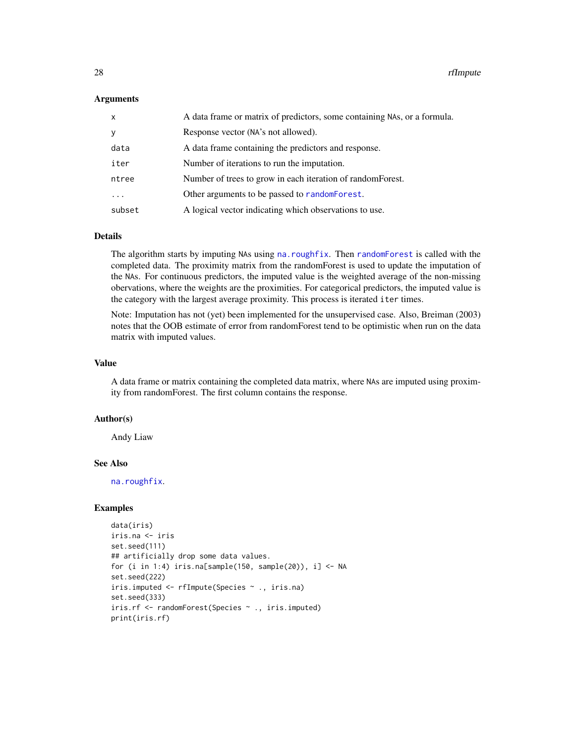## Arguments

| | |
|---|---|
| `x` | A data frame or matrix of predictors, some containing NAs, or a formula. |
| `y` | Response vector (NA's not allowed). |
| `data` | A data frame containing the predictors and response. |
| `iter` | Number of iterations to run the imputation. |
| `ntree` | Number of trees to grow in each iteration of randomForest. |
| `...` | Other arguments to be passed to `randomForest`. |
| `subset` | A logical vector indicating which observations to use. |

## Details

The algorithm starts by imputing NAs using `na.roughfix`. Then `randomForest` is called with the completed data. The proximity matrix from the randomForest is used to update the imputation of the NAs. For continuous predictors, the imputed value is the weighted average of the non-missing obervations, where the weights are the proximities. For categorical predictors, the imputed value is the category with the largest average proximity. This process is iterated `iter` times.

Note: Imputation has not (yet) been implemented for the unsupervised case. Also, Breiman (2003) notes that the OOB estimate of error from randomForest tend to be optimistic when run on the data matrix with imputed values.

## Value

A data frame or matrix containing the completed data matrix, where NAs are imputed using proximity from randomForest. The first column contains the response.

## Author(s)

Andy Liaw

## See Also

`na.roughfix`.

## Examples

```
data(iris)
iris.na <- iris
set.seed(111)
## artificially drop some data values.
for (i in 1:4) iris.na[sample(150, sample(20)), i] <- NA
set.seed(222)
iris.imputed <- rfImpute(Species ~ ., iris.na)
set.seed(333)
iris.rf <- randomForest(Species ~ ., iris.imputed)
print(iris.rf)
```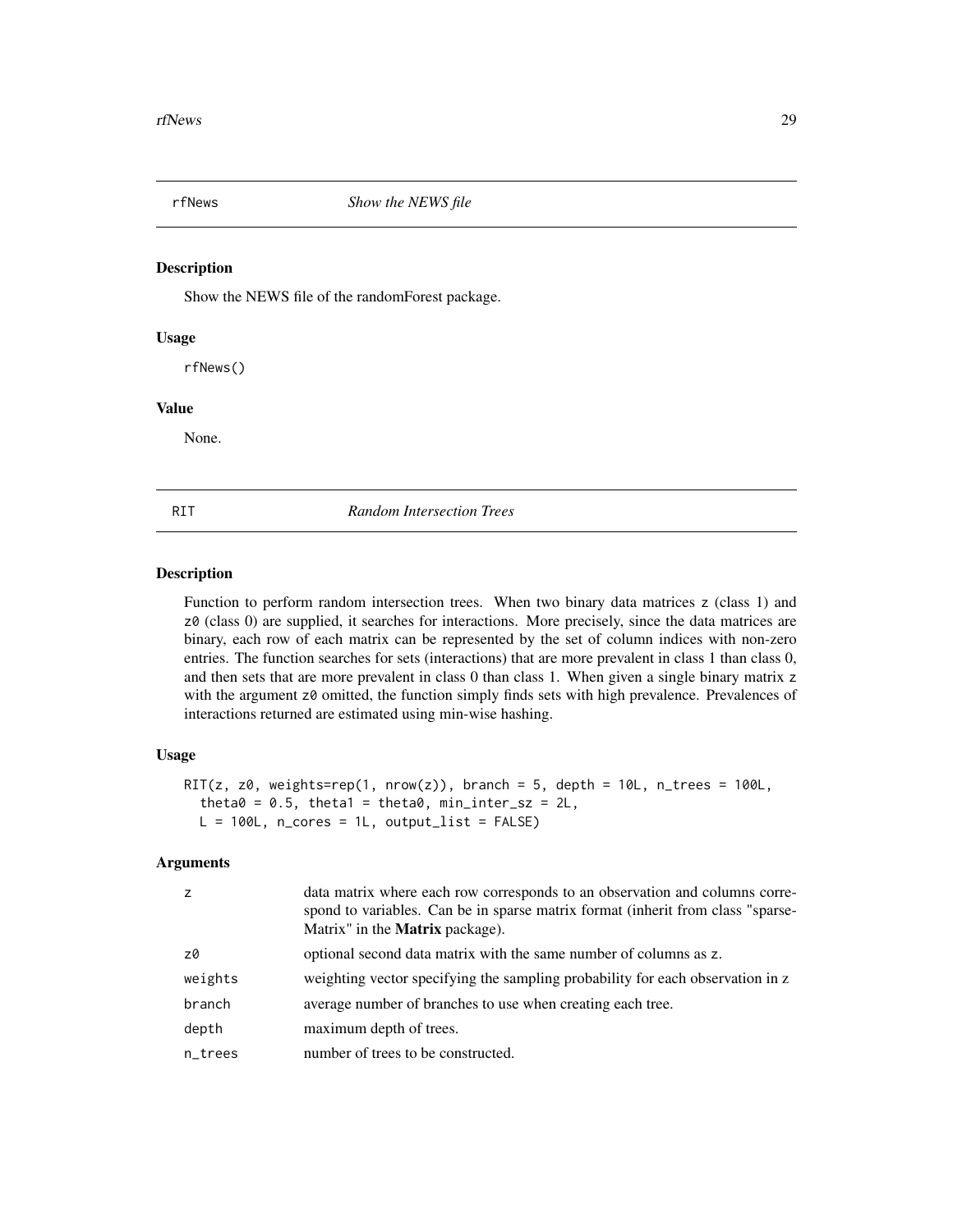## rfNews — *Show the NEWS file*

### Description

Show the NEWS file of the randomForest package.

### Usage

```
rfNews()
```

### Value

None.

## RIT — *Random Intersection Trees*

### Description

Function to perform random intersection trees. When two binary data matrices `z` (class 1) and `z0` (class 0) are supplied, it searches for interactions. More precisely, since the data matrices are binary, each row of each matrix can be represented by the set of column indices with non-zero entries. The function searches for sets (interactions) that are more prevalent in class 1 than class 0, and then sets that are more prevalent in class 0 than class 1. When given a single binary matrix `z` with the argument `z0` omitted, the function simply finds sets with high prevalence. Prevalences of interactions returned are estimated using min-wise hashing.

### Usage

```
RIT(z, z0, weights=rep(1, nrow(z)), branch = 5, depth = 10L, n_trees = 100L,
  theta0 = 0.5, theta1 = theta0, min_inter_sz = 2L,
  L = 100L, n_cores = 1L, output_list = FALSE)
```

### Arguments

| | |
|---|---|
| `z` | data matrix where each row corresponds to an observation and columns correspond to variables. Can be in sparse matrix format (inherit from class "sparseMatrix" in the **Matrix** package). |
| `z0` | optional second data matrix with the same number of columns as `z`. |
| `weights` | weighting vector specifying the sampling probability for each observation in z |
| `branch` | average number of branches to use when creating each tree. |
| `depth` | maximum depth of trees. |
| `n_trees` | number of trees to be constructed. |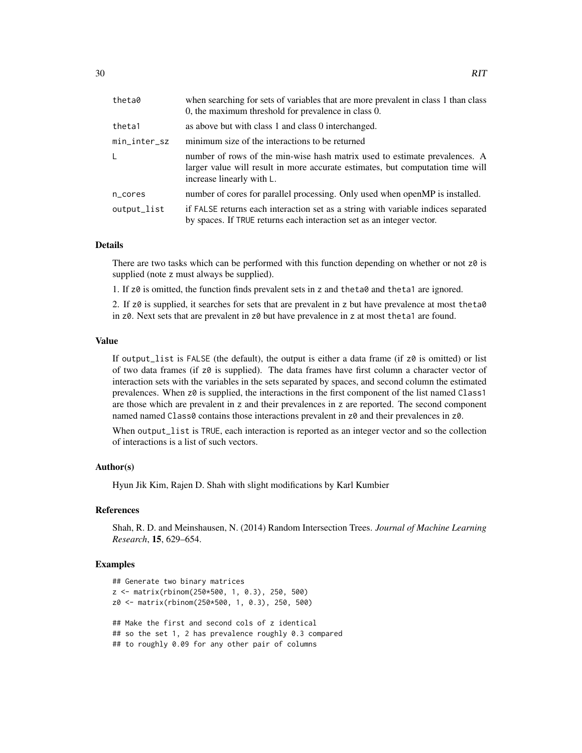| | |
|---|---|
| theta0 | when searching for sets of variables that are more prevalent in class 1 than class 0, the maximum threshold for prevalence in class 0. |
| theta1 | as above but with class 1 and class 0 interchanged. |
| min_inter_sz | minimum size of the interactions to be returned |
| L | number of rows of the min-wise hash matrix used to estimate prevalences. A larger value will result in more accurate estimates, but computation time will increase linearly with L. |
| n_cores | number of cores for parallel processing. Only used when openMP is installed. |
| output_list | if FALSE returns each interaction set as a string with variable indices separated by spaces. If TRUE returns each interaction set as an integer vector. |

### Details

There are two tasks which can be performed with this function depending on whether or not z0 is supplied (note z must always be supplied).

1. If z0 is omitted, the function finds prevalent sets in z and theta0 and theta1 are ignored.

2. If z0 is supplied, it searches for sets that are prevalent in z but have prevalence at most theta0 in z0. Next sets that are prevalent in z0 but have prevalence in z at most theta1 are found.

### Value

If output_list is FALSE (the default), the output is either a data frame (if z0 is omitted) or list of two data frames (if z0 is supplied). The data frames have first column a character vector of interaction sets with the variables in the sets separated by spaces, and second column the estimated prevalences. When z0 is supplied, the interactions in the first component of the list named Class1 are those which are prevalent in z and their prevalences in z are reported. The second component named named Class0 contains those interactions prevalent in z0 and their prevalences in z0.

When output_list is TRUE, each interaction is reported as an integer vector and so the collection of interactions is a list of such vectors.

### Author(s)

Hyun Jik Kim, Rajen D. Shah with slight modifications by Karl Kumbier

### References

Shah, R. D. and Meinshausen, N. (2014) Random Intersection Trees. *Journal of Machine Learning Research*, **15**, 629–654.

### Examples

```
## Generate two binary matrices
z <- matrix(rbinom(250*500, 1, 0.3), 250, 500)
z0 <- matrix(rbinom(250*500, 1, 0.3), 250, 500)

## Make the first and second cols of z identical
## so the set 1, 2 has prevalence roughly 0.3 compared
## to roughly 0.09 for any other pair of columns
```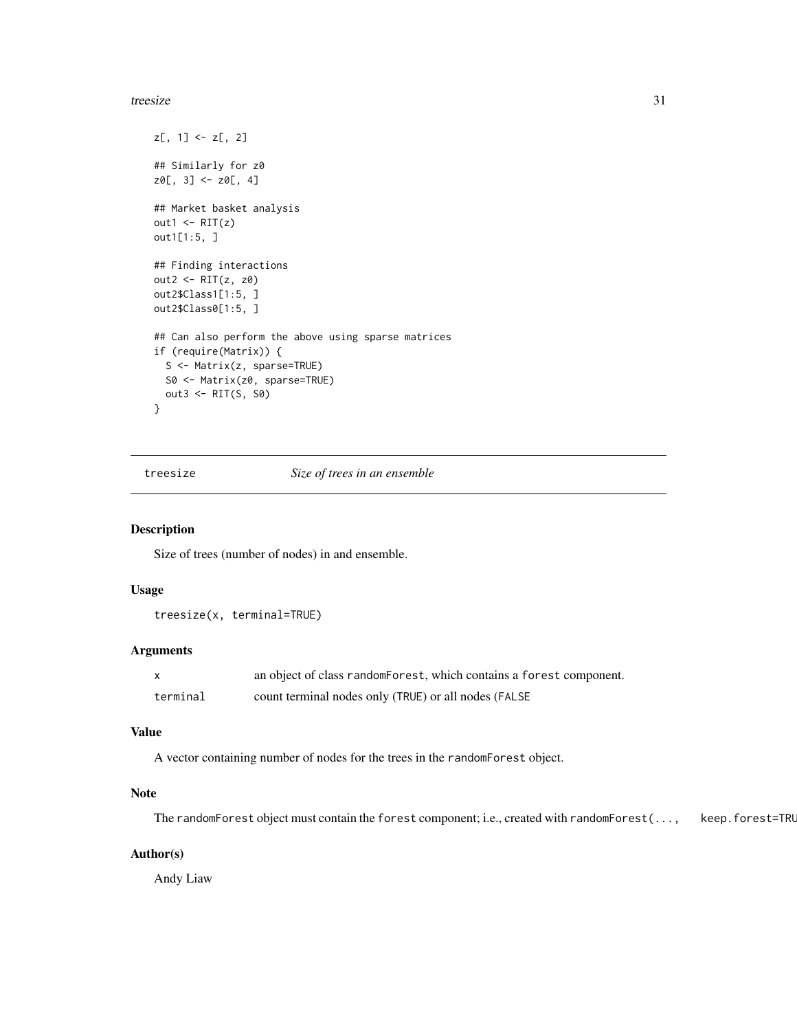```
z[, 1] <- z[, 2]

## Similarly for z0
z0[, 3] <- z0[, 4]

## Market basket analysis
out1 <- RIT(z)
out1[1:5, ]

## Finding interactions
out2 <- RIT(z, z0)
out2$Class1[1:5, ]
out2$Class0[1:5, ]

## Can also perform the above using sparse matrices
if (require(Matrix)) {
  S <- Matrix(z, sparse=TRUE)
  S0 <- Matrix(z0, sparse=TRUE)
  out3 <- RIT(S, S0)
}
```

---

## treesize *Size of trees in an ensemble*

---

### Description

Size of trees (number of nodes) in and ensemble.

### Usage

```
treesize(x, terminal=TRUE)
```

### Arguments

| | |
|---|---|
| x | an object of class randomForest, which contains a forest component. |
| terminal | count terminal nodes only (TRUE) or all nodes (FALSE |

### Value

A vector containing number of nodes for the trees in the randomForest object.

### Note

The randomForest object must contain the forest component; i.e., created with randomForest(..., keep.forest=TRU

### Author(s)

Andy Liaw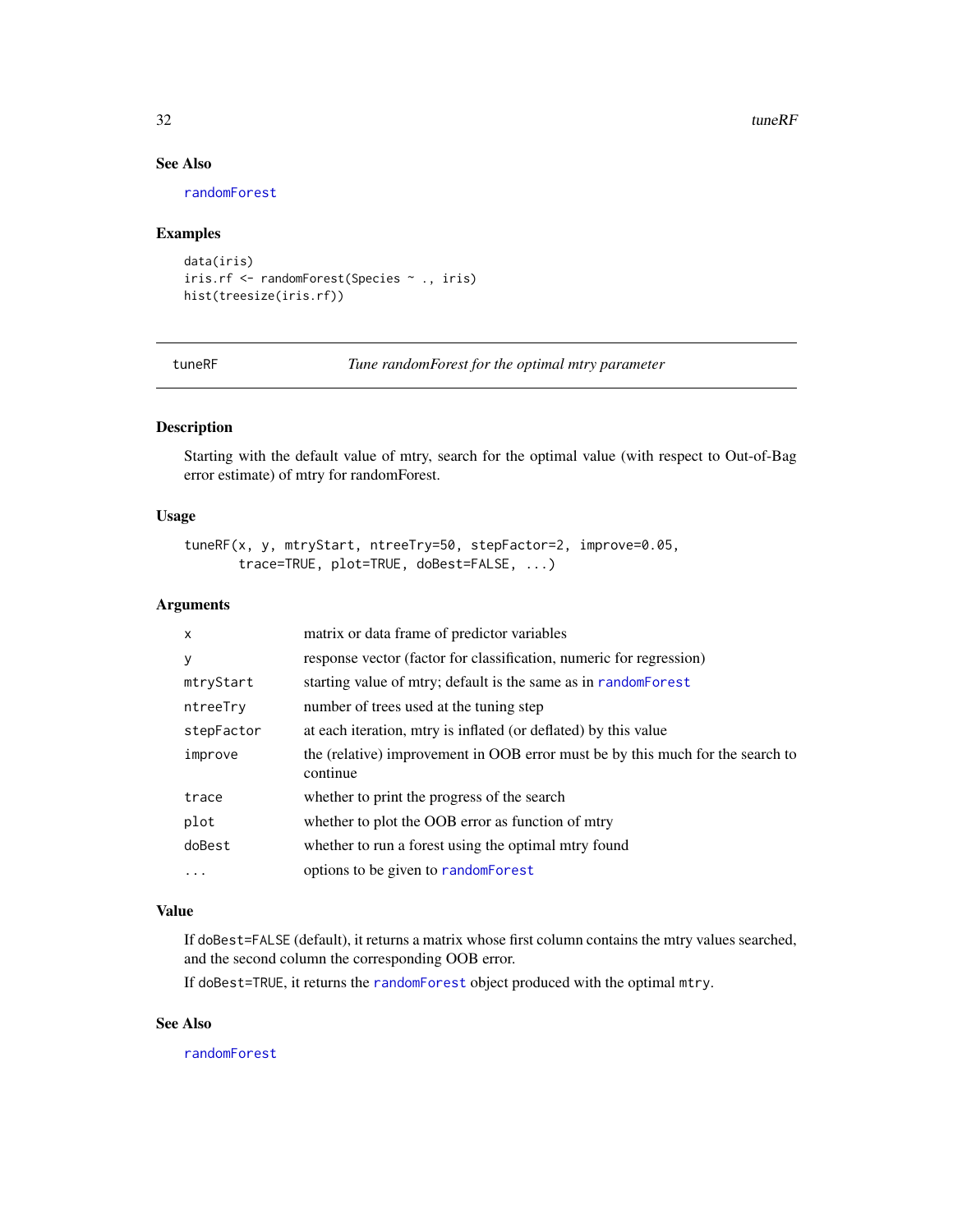### See Also

randomForest

### Examples

```
data(iris)
iris.rf <- randomForest(Species ~ ., iris)
hist(treesize(iris.rf))
```

---

## tuneRF *Tune randomForest for the optimal mtry parameter*

---

### Description

Starting with the default value of mtry, search for the optimal value (with respect to Out-of-Bag error estimate) of mtry for randomForest.

### Usage

```
tuneRF(x, y, mtryStart, ntreeTry=50, stepFactor=2, improve=0.05,
       trace=TRUE, plot=TRUE, doBest=FALSE, ...)
```

### Arguments

| | |
|---|---|
| x | matrix or data frame of predictor variables |
| y | response vector (factor for classification, numeric for regression) |
| mtryStart | starting value of mtry; default is the same as in randomForest |
| ntreeTry | number of trees used at the tuning step |
| stepFactor | at each iteration, mtry is inflated (or deflated) by this value |
| improve | the (relative) improvement in OOB error must be by this much for the search to continue |
| trace | whether to print the progress of the search |
| plot | whether to plot the OOB error as function of mtry |
| doBest | whether to run a forest using the optimal mtry found |
| ... | options to be given to randomForest |

### Value

If `doBest=FALSE` (default), it returns a matrix whose first column contains the mtry values searched, and the second column the corresponding OOB error.

If `doBest=TRUE`, it returns the randomForest object produced with the optimal `mtry`.

### See Also

randomForest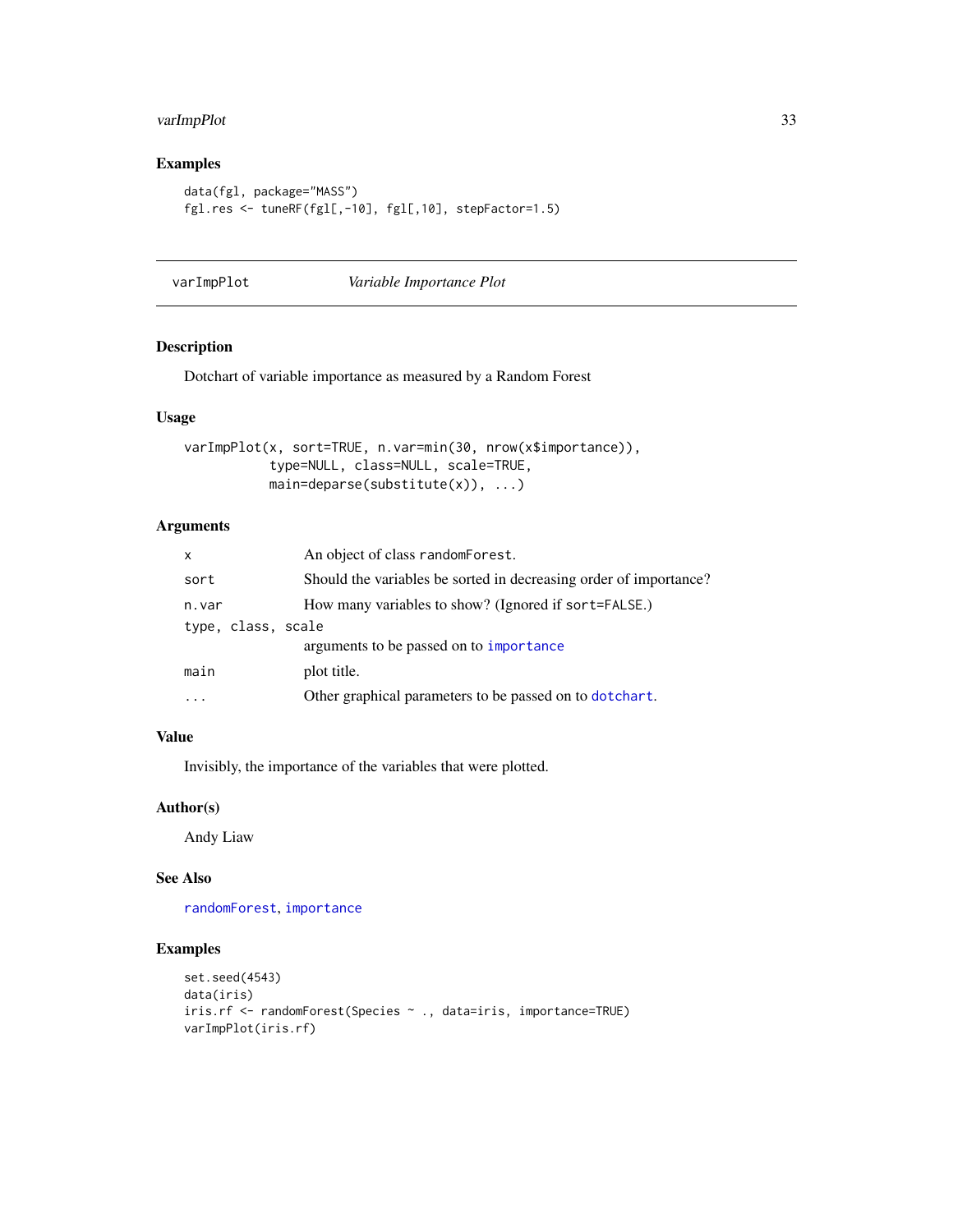## Examples

```
data(fgl, package="MASS")
fgl.res <- tuneRF(fgl[,-10], fgl[,10], stepFactor=1.5)
```

---

# varImpPlot *Variable Importance Plot*

---

## Description

Dotchart of variable importance as measured by a Random Forest

## Usage

```
varImpPlot(x, sort=TRUE, n.var=min(30, nrow(x$importance)),
           type=NULL, class=NULL, scale=TRUE,
           main=deparse(substitute(x)), ...)
```

## Arguments

| | |
|---|---|
| `x` | An object of class `randomForest`. |
| `sort` | Should the variables be sorted in decreasing order of importance? |
| `n.var` | How many variables to show? (Ignored if `sort=FALSE`.) |
| `type, class, scale` | arguments to be passed on to `importance` |
| `main` | plot title. |
| `...` | Other graphical parameters to be passed on to `dotchart`. |

## Value

Invisibly, the importance of the variables that were plotted.

## Author(s)

Andy Liaw

## See Also

`randomForest`, `importance`

## Examples

```
set.seed(4543)
data(iris)
iris.rf <- randomForest(Species ~ ., data=iris, importance=TRUE)
varImpPlot(iris.rf)
```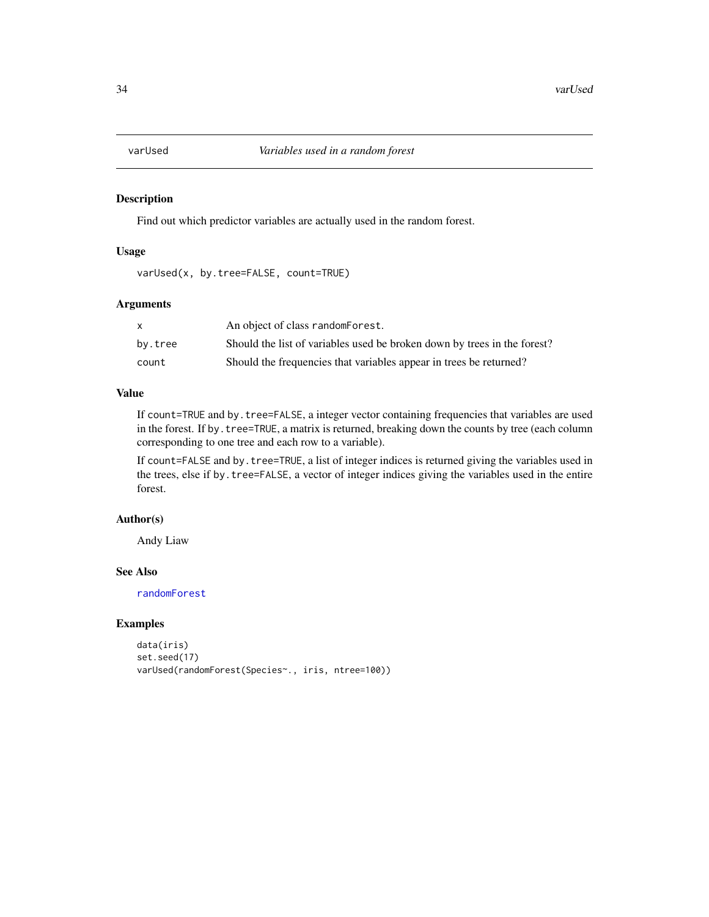# varUsed — *Variables used in a random forest*

## Description

Find out which predictor variables are actually used in the random forest.

## Usage

```
varUsed(x, by.tree=FALSE, count=TRUE)
```

## Arguments

| | |
|---|---|
| x | An object of class randomForest. |
| by.tree | Should the list of variables used be broken down by trees in the forest? |
| count | Should the frequencies that variables appear in trees be returned? |

## Value

If count=TRUE and by.tree=FALSE, a integer vector containing frequencies that variables are used in the forest. If by.tree=TRUE, a matrix is returned, breaking down the counts by tree (each column corresponding to one tree and each row to a variable).

If count=FALSE and by.tree=TRUE, a list of integer indices is returned giving the variables used in the trees, else if by.tree=FALSE, a vector of integer indices giving the variables used in the entire forest.

## Author(s)

Andy Liaw

## See Also

randomForest

## Examples

```
data(iris)
set.seed(17)
varUsed(randomForest(Species~., iris, ntree=100))
```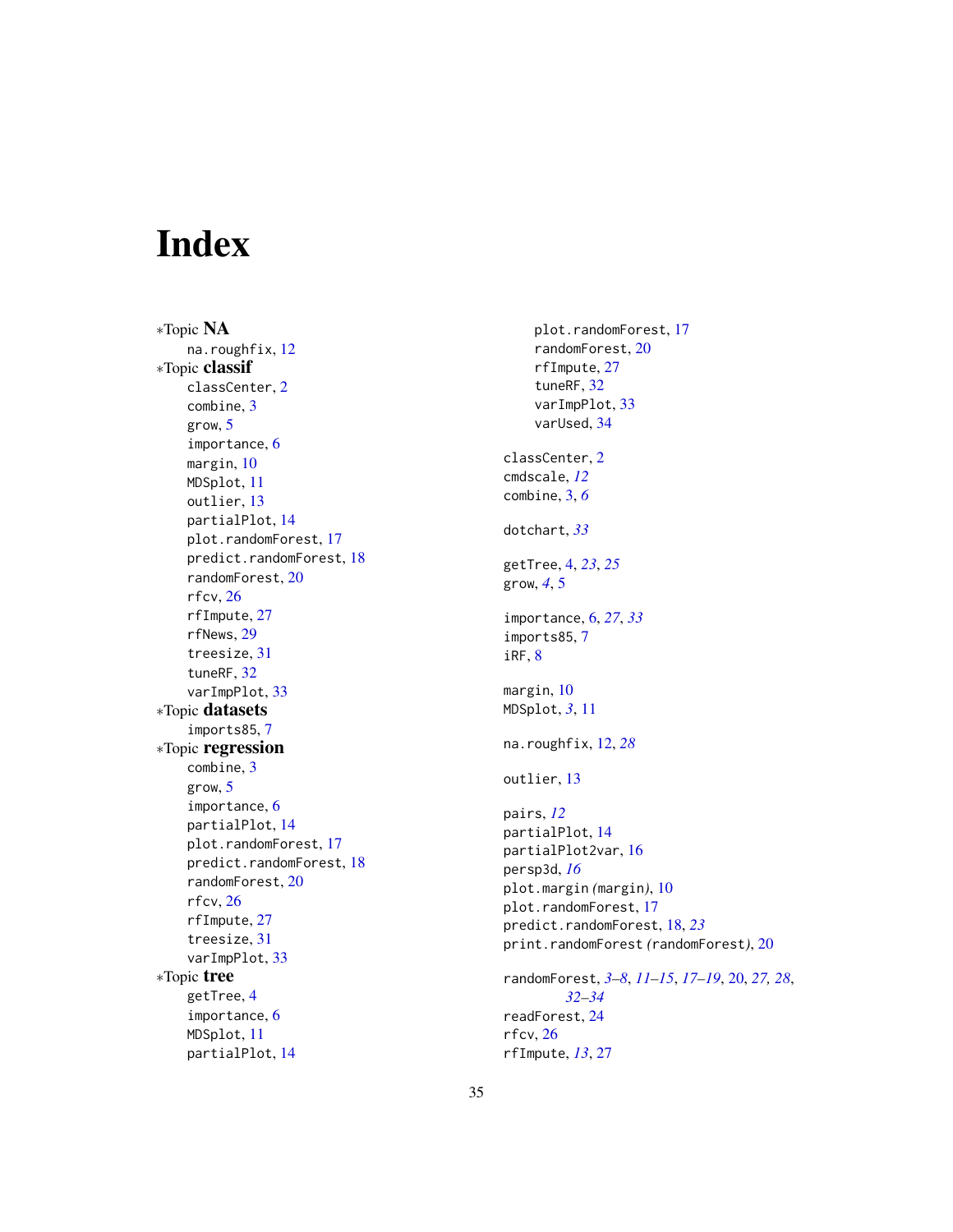# Index

*Topic **NA**
- na.roughfix, 12

*Topic **classif**
- classCenter, 2
- combine, 3
- grow, 5
- importance, 6
- margin, 10
- MDSplot, 11
- outlier, 13
- partialPlot, 14
- plot.randomForest, 17
- predict.randomForest, 18
- randomForest, 20
- rfcv, 26
- rfImpute, 27
- rfNews, 29
- treesize, 31
- tuneRF, 32
- varImpPlot, 33

*Topic **datasets**
- imports85, 7

*Topic **regression**
- combine, 3
- grow, 5
- importance, 6
- partialPlot, 14
- plot.randomForest, 17
- predict.randomForest, 18
- randomForest, 20
- rfcv, 26
- rfImpute, 27
- treesize, 31
- varImpPlot, 33

*Topic **tree**
- getTree, 4
- importance, 6
- MDSplot, 11
- partialPlot, 14
- plot.randomForest, 17
- randomForest, 20
- rfImpute, 27
- tuneRF, 32
- varImpPlot, 33
- varUsed, 34

classCenter, 2
cmdscale, *12*
combine, 3, *6*

dotchart, *33*

getTree, 4, *23*, *25*
grow, *4*, 5

importance, 6, *27*, *33*
imports85, 7
iRF, 8

margin, 10
MDSplot, *3*, 11

na.roughfix, 12, *28*

outlier, 13

pairs, *12*
partialPlot, 14
partialPlot2var, 16
persp3d, *16*
plot.margin *(margin)*, 10
plot.randomForest, 17
predict.randomForest, 18, *23*
print.randomForest *(randomForest)*, 20

randomForest, *3–8*, *11–15*, *17–19*, 20, *27*, *28*, *32–34*
readForest, 24
rfcv, 26
rfImpute, *13*, 27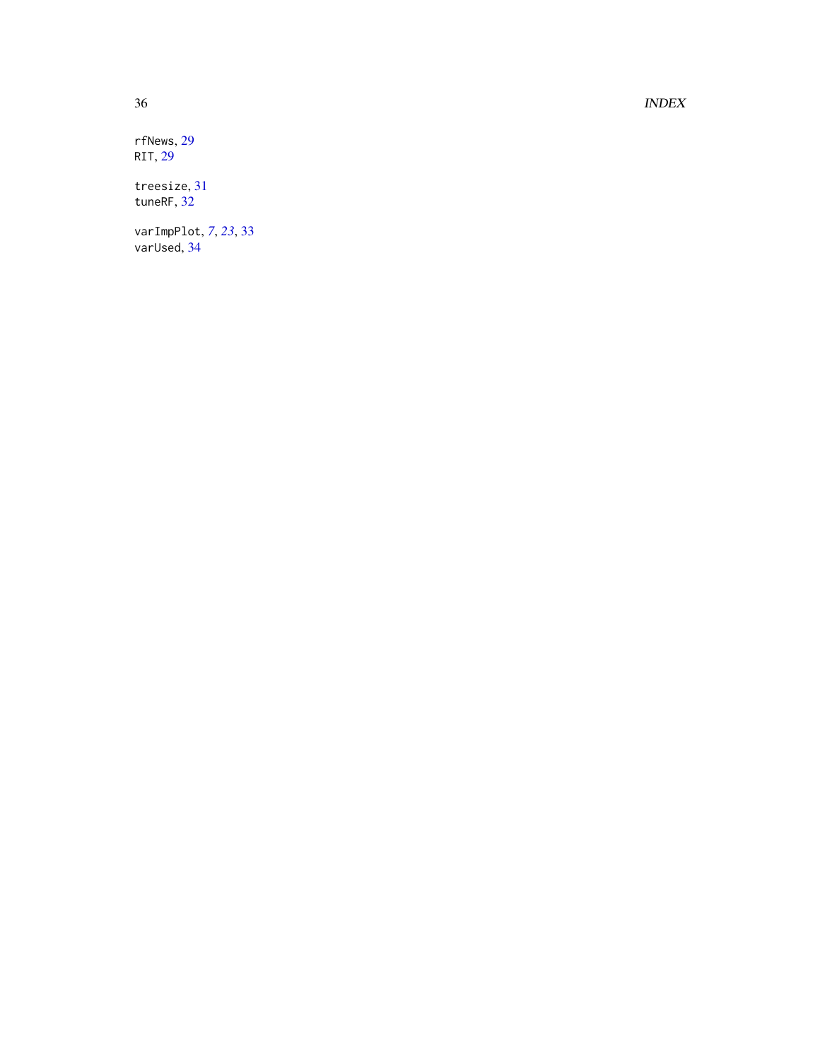rfNews, 29
RIT, 29

treesize, 31
tuneRF, 32

varImpPlot, *7*, *23*, 33
varUsed, 34